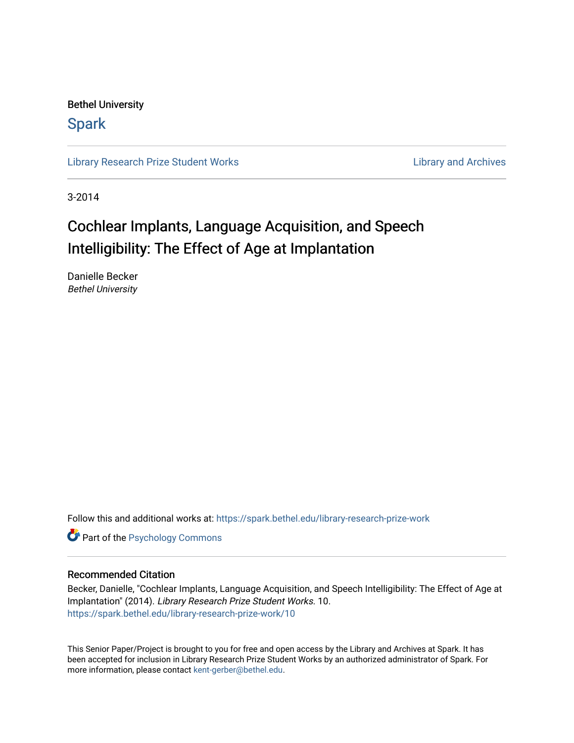Bethel University

# Spark

Library Research Prize Student Works | Library and Archives

3-2014

## Cochlear Implants, Language Acquisition, and Speech Intelligibility: The Effect of Age at Implantation

Danielle Becker
*Bethel University*

Follow this and additional works at: https://spark.bethel.edu/library-research-prize-work

Part of the Psychology Commons

### Recommended Citation

Becker, Danielle, "Cochlear Implants, Language Acquisition, and Speech Intelligibility: The Effect of Age at Implantation" (2014). *Library Research Prize Student Works*. 10.
https://spark.bethel.edu/library-research-prize-work/10

This Senior Paper/Project is brought to you for free and open access by the Library and Archives at Spark. It has been accepted for inclusion in Library Research Prize Student Works by an authorized administrator of Spark. For more information, please contact kent-gerber@bethel.edu.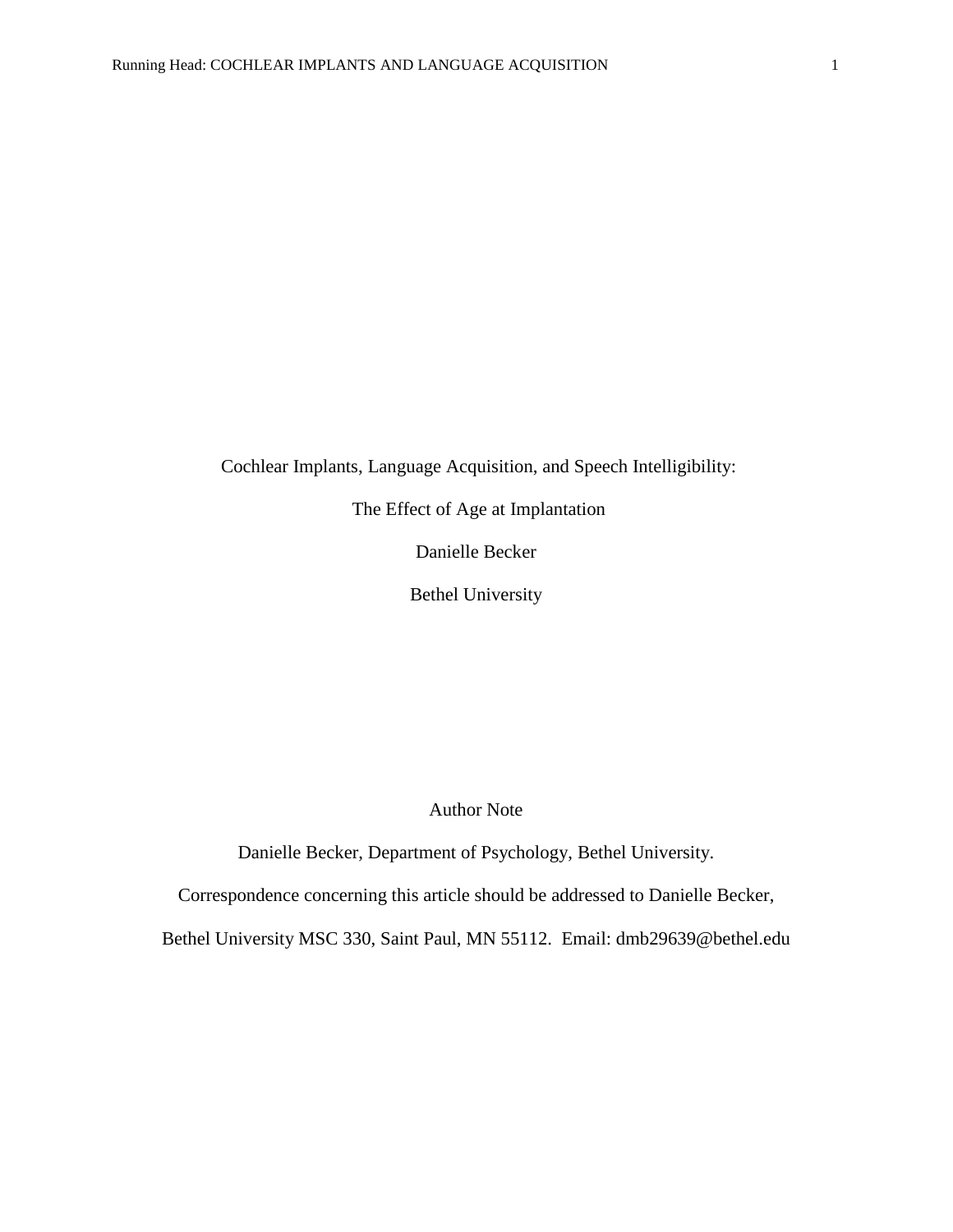# Cochlear Implants, Language Acquisition, and Speech Intelligibility:

# The Effect of Age at Implantation

Danielle Becker

Bethel University

Author Note

Danielle Becker, Department of Psychology, Bethel University.

Correspondence concerning this article should be addressed to Danielle Becker,

Bethel University MSC 330, Saint Paul, MN 55112. Email: dmb29639@bethel.edu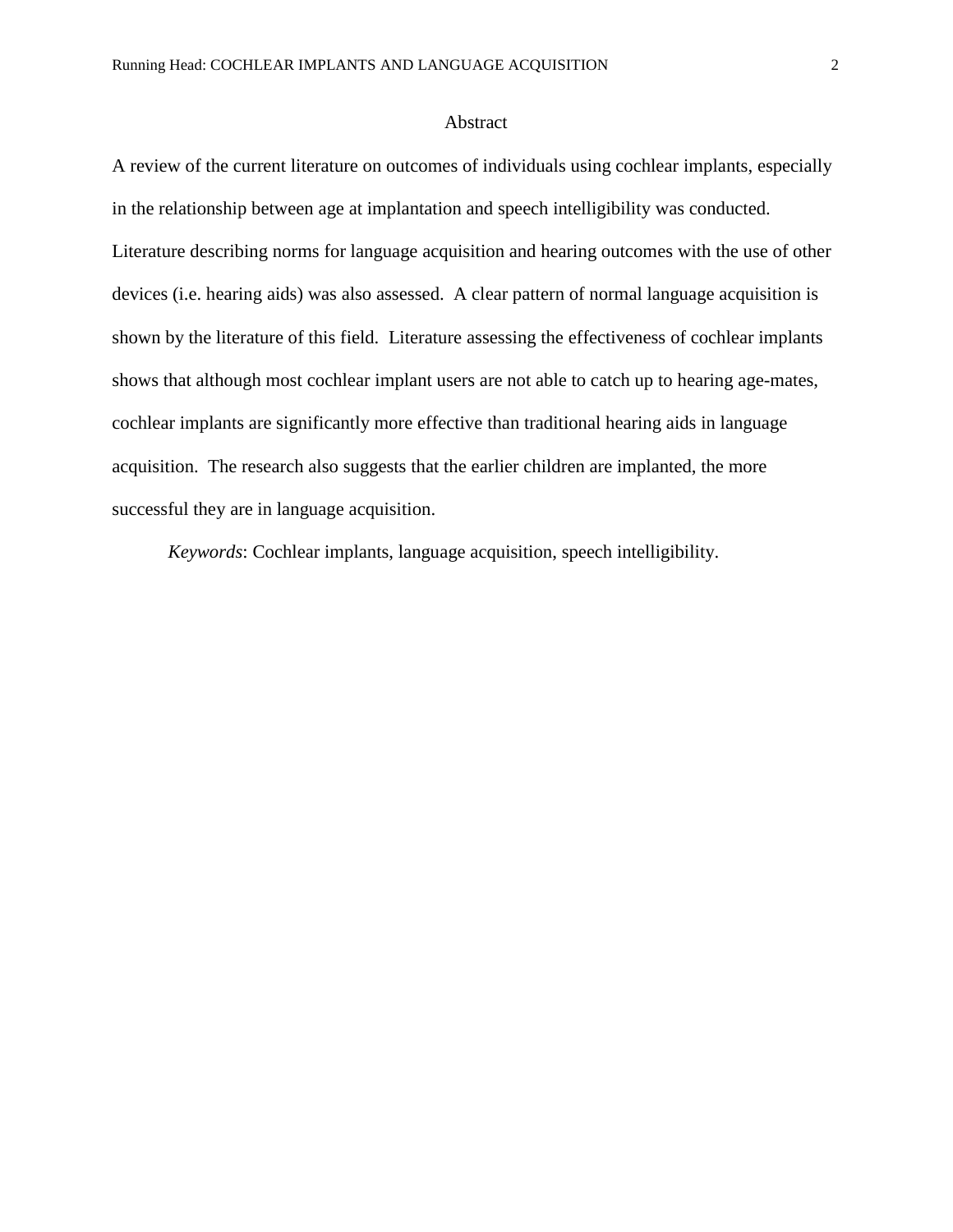# Abstract

A review of the current literature on outcomes of individuals using cochlear implants, especially in the relationship between age at implantation and speech intelligibility was conducted. Literature describing norms for language acquisition and hearing outcomes with the use of other devices (i.e. hearing aids) was also assessed. A clear pattern of normal language acquisition is shown by the literature of this field. Literature assessing the effectiveness of cochlear implants shows that although most cochlear implant users are not able to catch up to hearing age-mates, cochlear implants are significantly more effective than traditional hearing aids in language acquisition. The research also suggests that the earlier children are implanted, the more successful they are in language acquisition.

*Keywords*: Cochlear implants, language acquisition, speech intelligibility.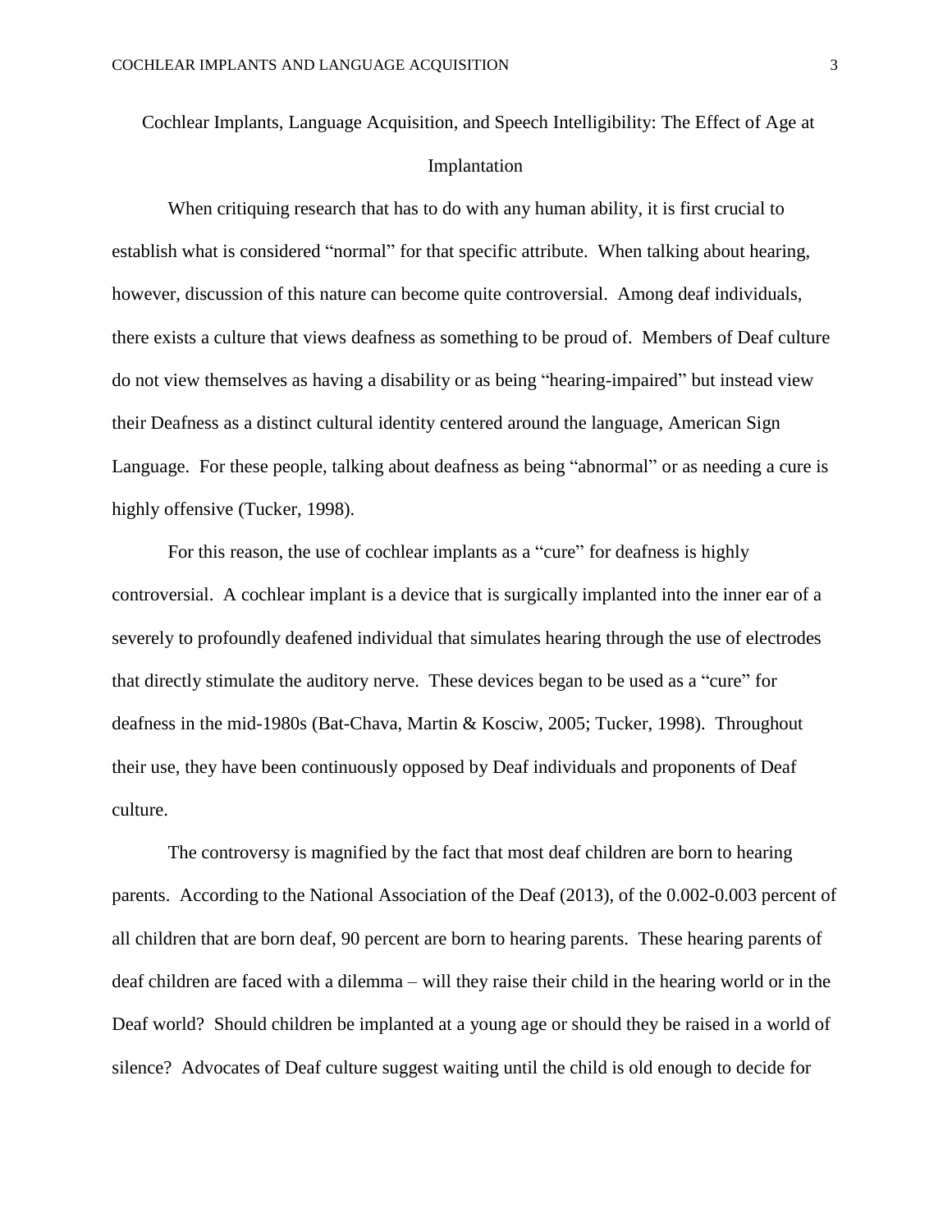# Cochlear Implants, Language Acquisition, and Speech Intelligibility: The Effect of Age at Implantation

When critiquing research that has to do with any human ability, it is first crucial to establish what is considered "normal" for that specific attribute. When talking about hearing, however, discussion of this nature can become quite controversial. Among deaf individuals, there exists a culture that views deafness as something to be proud of. Members of Deaf culture do not view themselves as having a disability or as being "hearing-impaired" but instead view their Deafness as a distinct cultural identity centered around the language, American Sign Language. For these people, talking about deafness as being "abnormal" or as needing a cure is highly offensive (Tucker, 1998).

For this reason, the use of cochlear implants as a "cure" for deafness is highly controversial. A cochlear implant is a device that is surgically implanted into the inner ear of a severely to profoundly deafened individual that simulates hearing through the use of electrodes that directly stimulate the auditory nerve. These devices began to be used as a "cure" for deafness in the mid-1980s (Bat-Chava, Martin & Kosciw, 2005; Tucker, 1998). Throughout their use, they have been continuously opposed by Deaf individuals and proponents of Deaf culture.

The controversy is magnified by the fact that most deaf children are born to hearing parents. According to the National Association of the Deaf (2013), of the 0.002-0.003 percent of all children that are born deaf, 90 percent are born to hearing parents. These hearing parents of deaf children are faced with a dilemma – will they raise their child in the hearing world or in the Deaf world? Should children be implanted at a young age or should they be raised in a world of silence? Advocates of Deaf culture suggest waiting until the child is old enough to decide for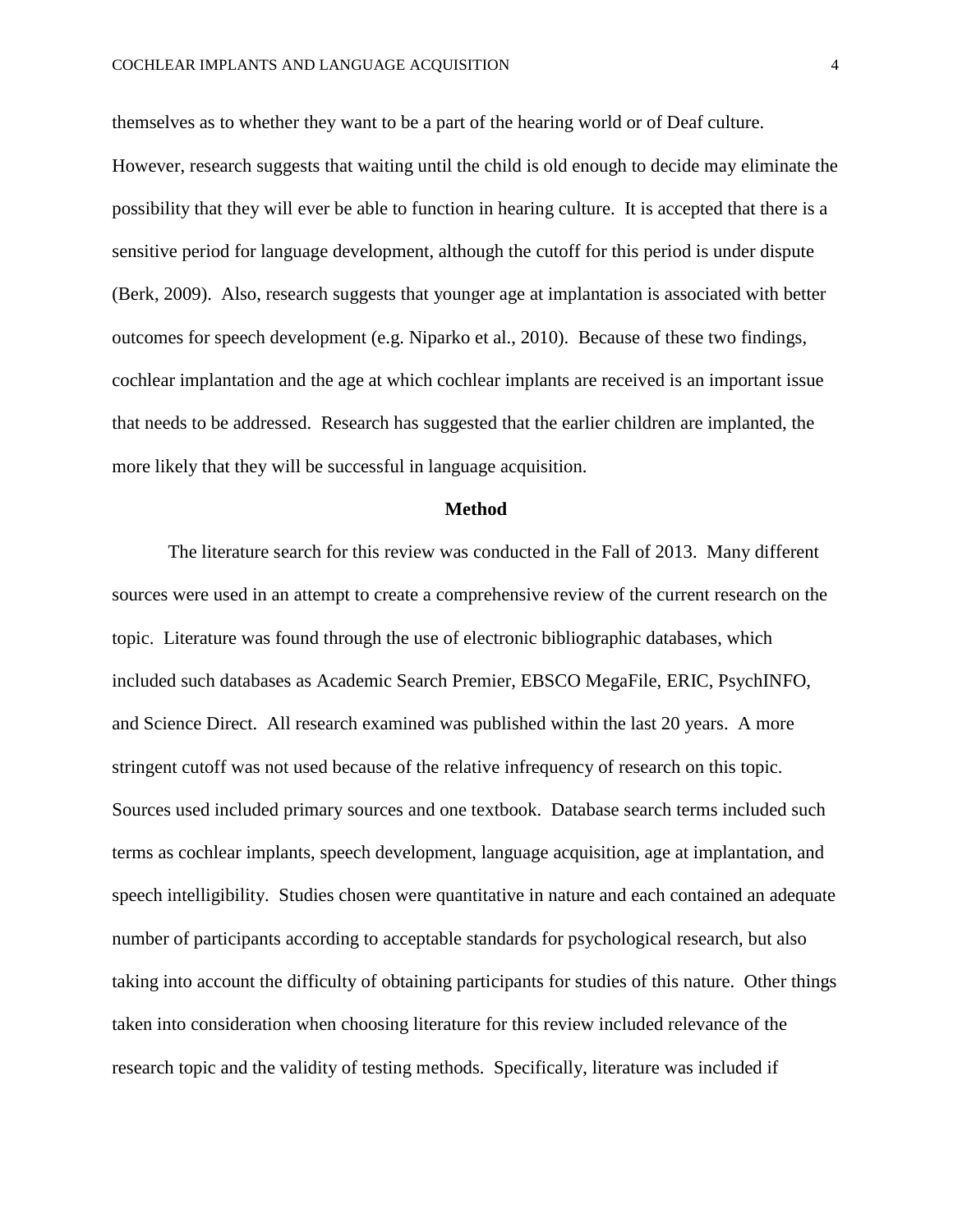themselves as to whether they want to be a part of the hearing world or of Deaf culture. However, research suggests that waiting until the child is old enough to decide may eliminate the possibility that they will ever be able to function in hearing culture. It is accepted that there is a sensitive period for language development, although the cutoff for this period is under dispute (Berk, 2009). Also, research suggests that younger age at implantation is associated with better outcomes for speech development (e.g. Niparko et al., 2010). Because of these two findings, cochlear implantation and the age at which cochlear implants are received is an important issue that needs to be addressed. Research has suggested that the earlier children are implanted, the more likely that they will be successful in language acquisition.

## Method

The literature search for this review was conducted in the Fall of 2013. Many different sources were used in an attempt to create a comprehensive review of the current research on the topic. Literature was found through the use of electronic bibliographic databases, which included such databases as Academic Search Premier, EBSCO MegaFile, ERIC, PsychINFO, and Science Direct. All research examined was published within the last 20 years. A more stringent cutoff was not used because of the relative infrequency of research on this topic. Sources used included primary sources and one textbook. Database search terms included such terms as cochlear implants, speech development, language acquisition, age at implantation, and speech intelligibility. Studies chosen were quantitative in nature and each contained an adequate number of participants according to acceptable standards for psychological research, but also taking into account the difficulty of obtaining participants for studies of this nature. Other things taken into consideration when choosing literature for this review included relevance of the research topic and the validity of testing methods. Specifically, literature was included if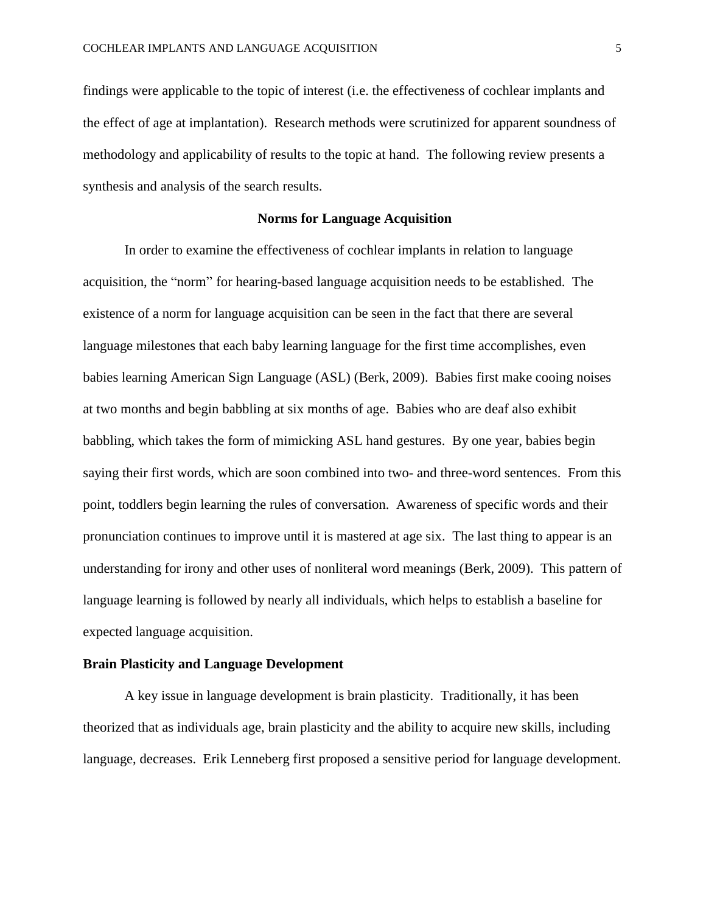findings were applicable to the topic of interest (i.e. the effectiveness of cochlear implants and the effect of age at implantation). Research methods were scrutinized for apparent soundness of methodology and applicability of results to the topic at hand. The following review presents a synthesis and analysis of the search results.

## Norms for Language Acquisition

In order to examine the effectiveness of cochlear implants in relation to language acquisition, the "norm" for hearing-based language acquisition needs to be established. The existence of a norm for language acquisition can be seen in the fact that there are several language milestones that each baby learning language for the first time accomplishes, even babies learning American Sign Language (ASL) (Berk, 2009). Babies first make cooing noises at two months and begin babbling at six months of age. Babies who are deaf also exhibit babbling, which takes the form of mimicking ASL hand gestures. By one year, babies begin saying their first words, which are soon combined into two- and three-word sentences. From this point, toddlers begin learning the rules of conversation. Awareness of specific words and their pronunciation continues to improve until it is mastered at age six. The last thing to appear is an understanding for irony and other uses of nonliteral word meanings (Berk, 2009). This pattern of language learning is followed by nearly all individuals, which helps to establish a baseline for expected language acquisition.

### Brain Plasticity and Language Development

A key issue in language development is brain plasticity. Traditionally, it has been theorized that as individuals age, brain plasticity and the ability to acquire new skills, including language, decreases. Erik Lenneberg first proposed a sensitive period for language development.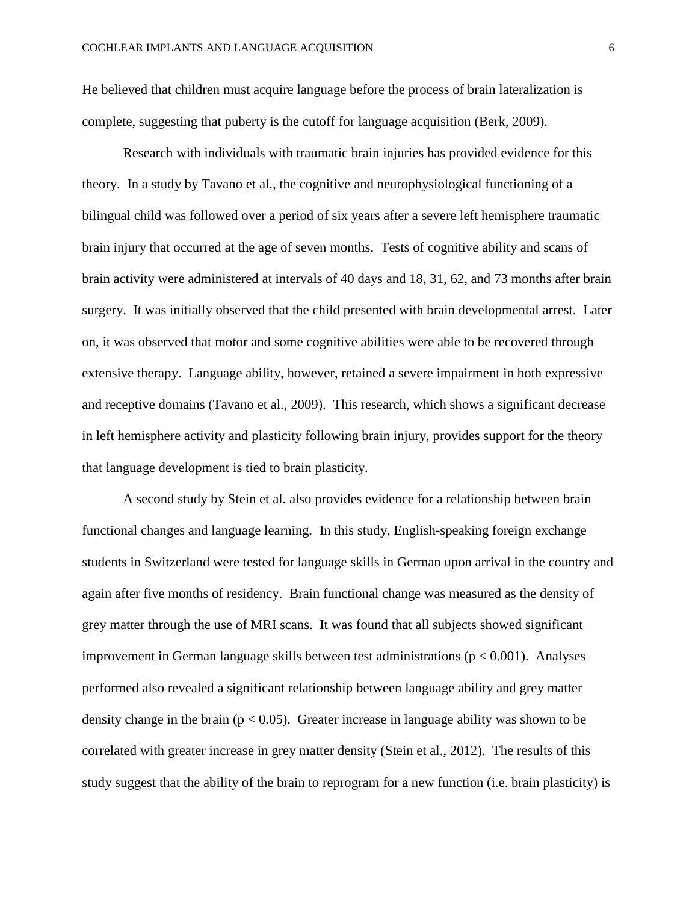He believed that children must acquire language before the process of brain lateralization is complete, suggesting that puberty is the cutoff for language acquisition (Berk, 2009).

Research with individuals with traumatic brain injuries has provided evidence for this theory. In a study by Tavano et al., the cognitive and neurophysiological functioning of a bilingual child was followed over a period of six years after a severe left hemisphere traumatic brain injury that occurred at the age of seven months. Tests of cognitive ability and scans of brain activity were administered at intervals of 40 days and 18, 31, 62, and 73 months after brain surgery. It was initially observed that the child presented with brain developmental arrest. Later on, it was observed that motor and some cognitive abilities were able to be recovered through extensive therapy. Language ability, however, retained a severe impairment in both expressive and receptive domains (Tavano et al., 2009). This research, which shows a significant decrease in left hemisphere activity and plasticity following brain injury, provides support for the theory that language development is tied to brain plasticity.

A second study by Stein et al. also provides evidence for a relationship between brain functional changes and language learning. In this study, English-speaking foreign exchange students in Switzerland were tested for language skills in German upon arrival in the country and again after five months of residency. Brain functional change was measured as the density of grey matter through the use of MRI scans. It was found that all subjects showed significant improvement in German language skills between test administrations ($p < 0.001$). Analyses performed also revealed a significant relationship between language ability and grey matter density change in the brain ($p < 0.05$). Greater increase in language ability was shown to be correlated with greater increase in grey matter density (Stein et al., 2012). The results of this study suggest that the ability of the brain to reprogram for a new function (i.e. brain plasticity) is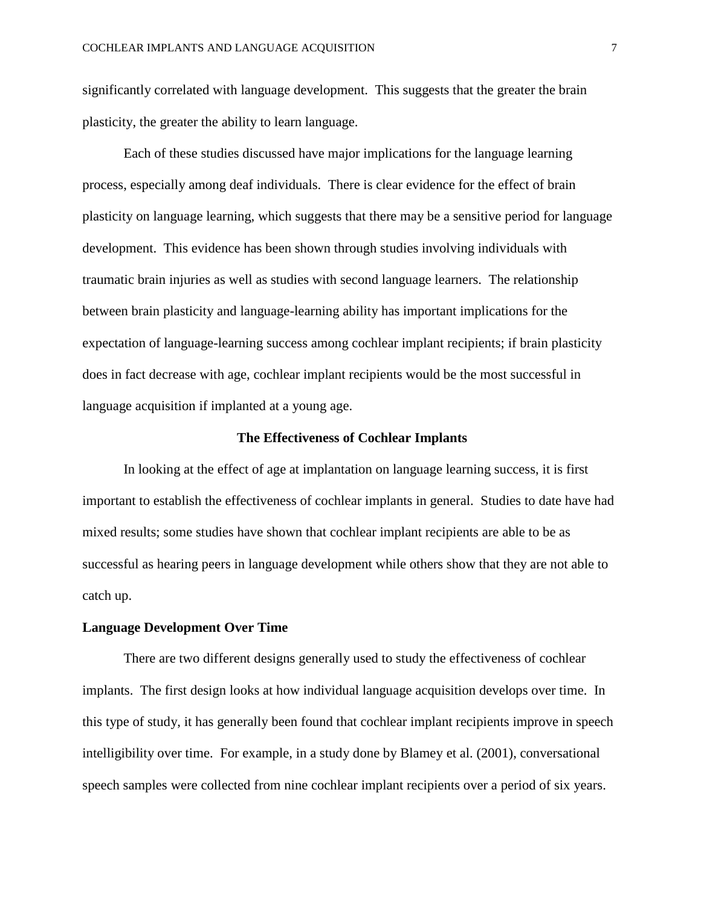significantly correlated with language development. This suggests that the greater the brain plasticity, the greater the ability to learn language.

Each of these studies discussed have major implications for the language learning process, especially among deaf individuals. There is clear evidence for the effect of brain plasticity on language learning, which suggests that there may be a sensitive period for language development. This evidence has been shown through studies involving individuals with traumatic brain injuries as well as studies with second language learners. The relationship between brain plasticity and language-learning ability has important implications for the expectation of language-learning success among cochlear implant recipients; if brain plasticity does in fact decrease with age, cochlear implant recipients would be the most successful in language acquisition if implanted at a young age.

## The Effectiveness of Cochlear Implants

In looking at the effect of age at implantation on language learning success, it is first important to establish the effectiveness of cochlear implants in general. Studies to date have had mixed results; some studies have shown that cochlear implant recipients are able to be as successful as hearing peers in language development while others show that they are not able to catch up.

### Language Development Over Time

There are two different designs generally used to study the effectiveness of cochlear implants. The first design looks at how individual language acquisition develops over time. In this type of study, it has generally been found that cochlear implant recipients improve in speech intelligibility over time. For example, in a study done by Blamey et al. (2001), conversational speech samples were collected from nine cochlear implant recipients over a period of six years.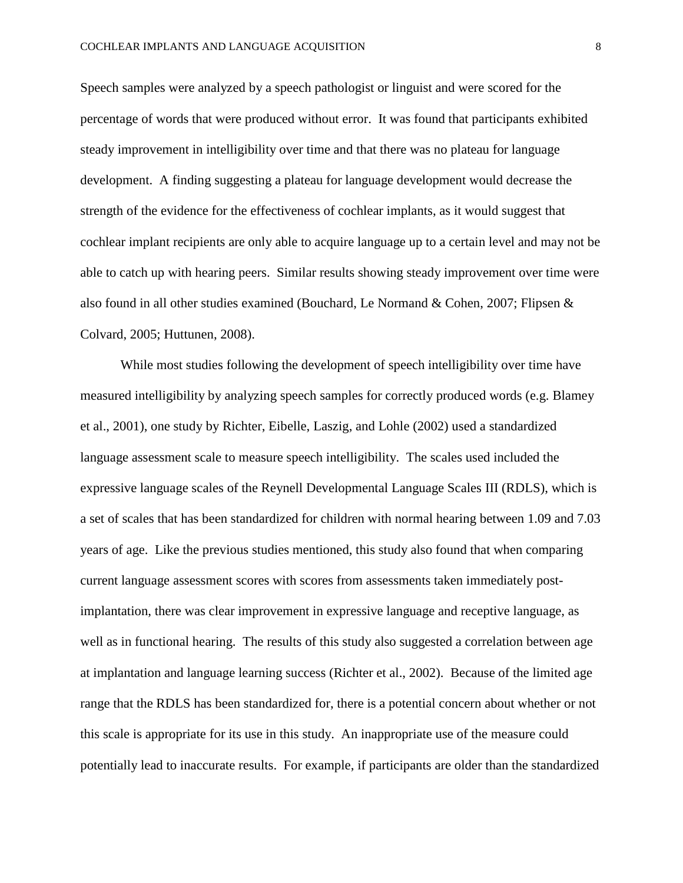Speech samples were analyzed by a speech pathologist or linguist and were scored for the percentage of words that were produced without error. It was found that participants exhibited steady improvement in intelligibility over time and that there was no plateau for language development. A finding suggesting a plateau for language development would decrease the strength of the evidence for the effectiveness of cochlear implants, as it would suggest that cochlear implant recipients are only able to acquire language up to a certain level and may not be able to catch up with hearing peers. Similar results showing steady improvement over time were also found in all other studies examined (Bouchard, Le Normand & Cohen, 2007; Flipsen & Colvard, 2005; Huttunen, 2008).

While most studies following the development of speech intelligibility over time have measured intelligibility by analyzing speech samples for correctly produced words (e.g. Blamey et al., 2001), one study by Richter, Eibelle, Laszig, and Lohle (2002) used a standardized language assessment scale to measure speech intelligibility. The scales used included the expressive language scales of the Reynell Developmental Language Scales III (RDLS), which is a set of scales that has been standardized for children with normal hearing between 1.09 and 7.03 years of age. Like the previous studies mentioned, this study also found that when comparing current language assessment scores with scores from assessments taken immediately post-implantation, there was clear improvement in expressive language and receptive language, as well as in functional hearing. The results of this study also suggested a correlation between age at implantation and language learning success (Richter et al., 2002). Because of the limited age range that the RDLS has been standardized for, there is a potential concern about whether or not this scale is appropriate for its use in this study. An inappropriate use of the measure could potentially lead to inaccurate results. For example, if participants are older than the standardized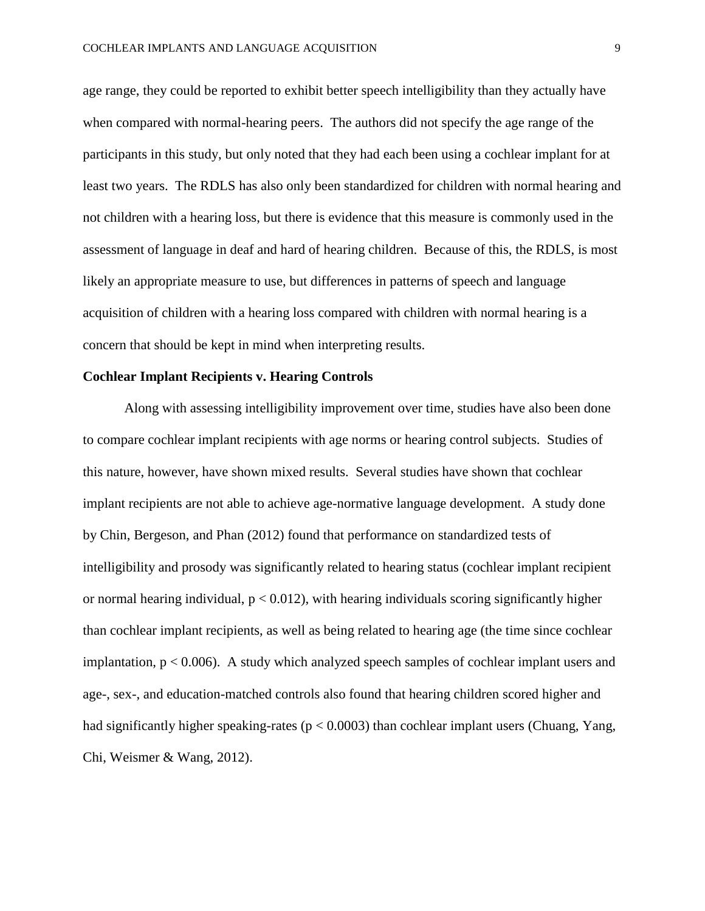age range, they could be reported to exhibit better speech intelligibility than they actually have when compared with normal-hearing peers. The authors did not specify the age range of the participants in this study, but only noted that they had each been using a cochlear implant for at least two years. The RDLS has also only been standardized for children with normal hearing and not children with a hearing loss, but there is evidence that this measure is commonly used in the assessment of language in deaf and hard of hearing children. Because of this, the RDLS, is most likely an appropriate measure to use, but differences in patterns of speech and language acquisition of children with a hearing loss compared with children with normal hearing is a concern that should be kept in mind when interpreting results.

**Cochlear Implant Recipients v. Hearing Controls**

Along with assessing intelligibility improvement over time, studies have also been done to compare cochlear implant recipients with age norms or hearing control subjects. Studies of this nature, however, have shown mixed results. Several studies have shown that cochlear implant recipients are not able to achieve age-normative language development. A study done by Chin, Bergeson, and Phan (2012) found that performance on standardized tests of intelligibility and prosody was significantly related to hearing status (cochlear implant recipient or normal hearing individual, $p < 0.012$), with hearing individuals scoring significantly higher than cochlear implant recipients, as well as being related to hearing age (the time since cochlear implantation, $p < 0.006$). A study which analyzed speech samples of cochlear implant users and age-, sex-, and education-matched controls also found that hearing children scored higher and had significantly higher speaking-rates ($p < 0.0003$) than cochlear implant users (Chuang, Yang, Chi, Weismer & Wang, 2012).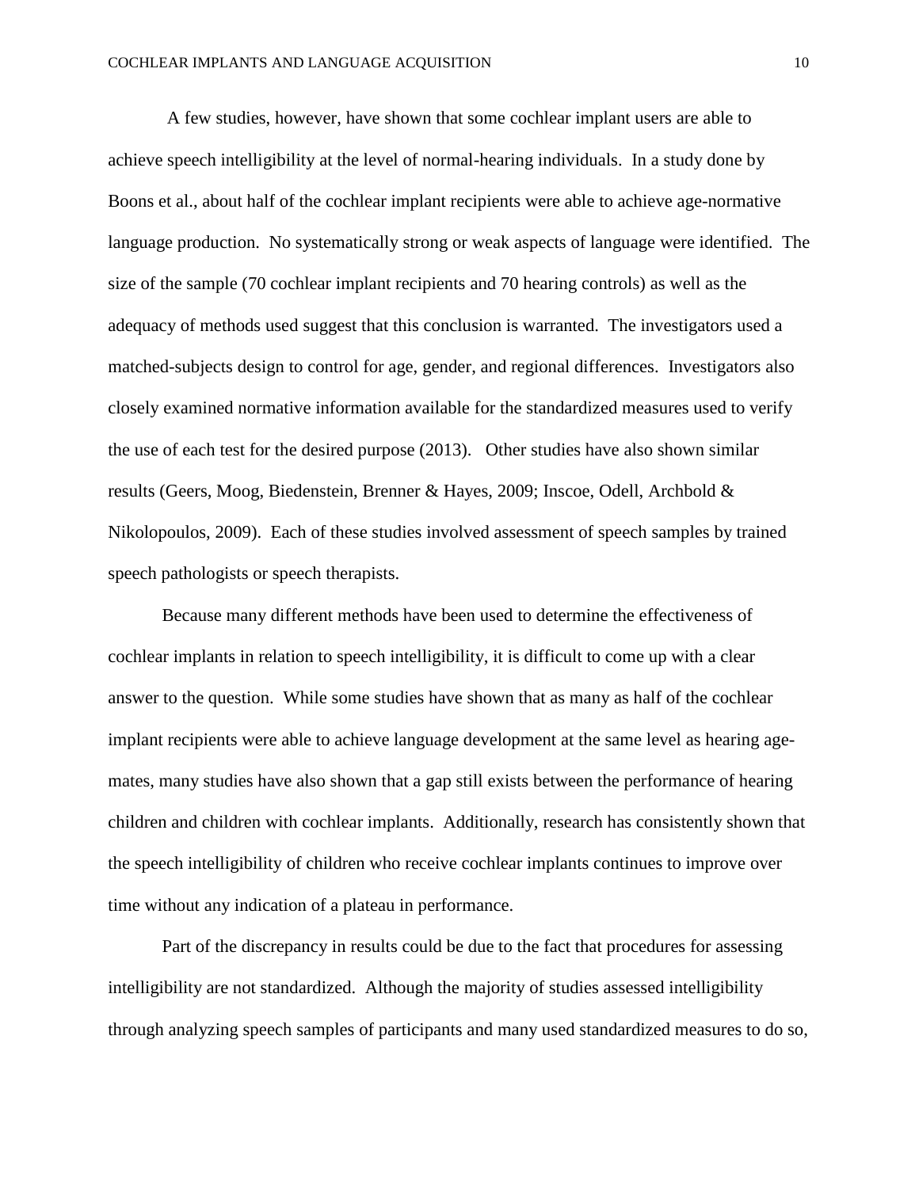A few studies, however, have shown that some cochlear implant users are able to achieve speech intelligibility at the level of normal-hearing individuals. In a study done by Boons et al., about half of the cochlear implant recipients were able to achieve age-normative language production. No systematically strong or weak aspects of language were identified. The size of the sample (70 cochlear implant recipients and 70 hearing controls) as well as the adequacy of methods used suggest that this conclusion is warranted. The investigators used a matched-subjects design to control for age, gender, and regional differences. Investigators also closely examined normative information available for the standardized measures used to verify the use of each test for the desired purpose (2013). Other studies have also shown similar results (Geers, Moog, Biedenstein, Brenner & Hayes, 2009; Inscoe, Odell, Archbold & Nikolopoulos, 2009). Each of these studies involved assessment of speech samples by trained speech pathologists or speech therapists.

Because many different methods have been used to determine the effectiveness of cochlear implants in relation to speech intelligibility, it is difficult to come up with a clear answer to the question. While some studies have shown that as many as half of the cochlear implant recipients were able to achieve language development at the same level as hearing age-mates, many studies have also shown that a gap still exists between the performance of hearing children and children with cochlear implants. Additionally, research has consistently shown that the speech intelligibility of children who receive cochlear implants continues to improve over time without any indication of a plateau in performance.

Part of the discrepancy in results could be due to the fact that procedures for assessing intelligibility are not standardized. Although the majority of studies assessed intelligibility through analyzing speech samples of participants and many used standardized measures to do so,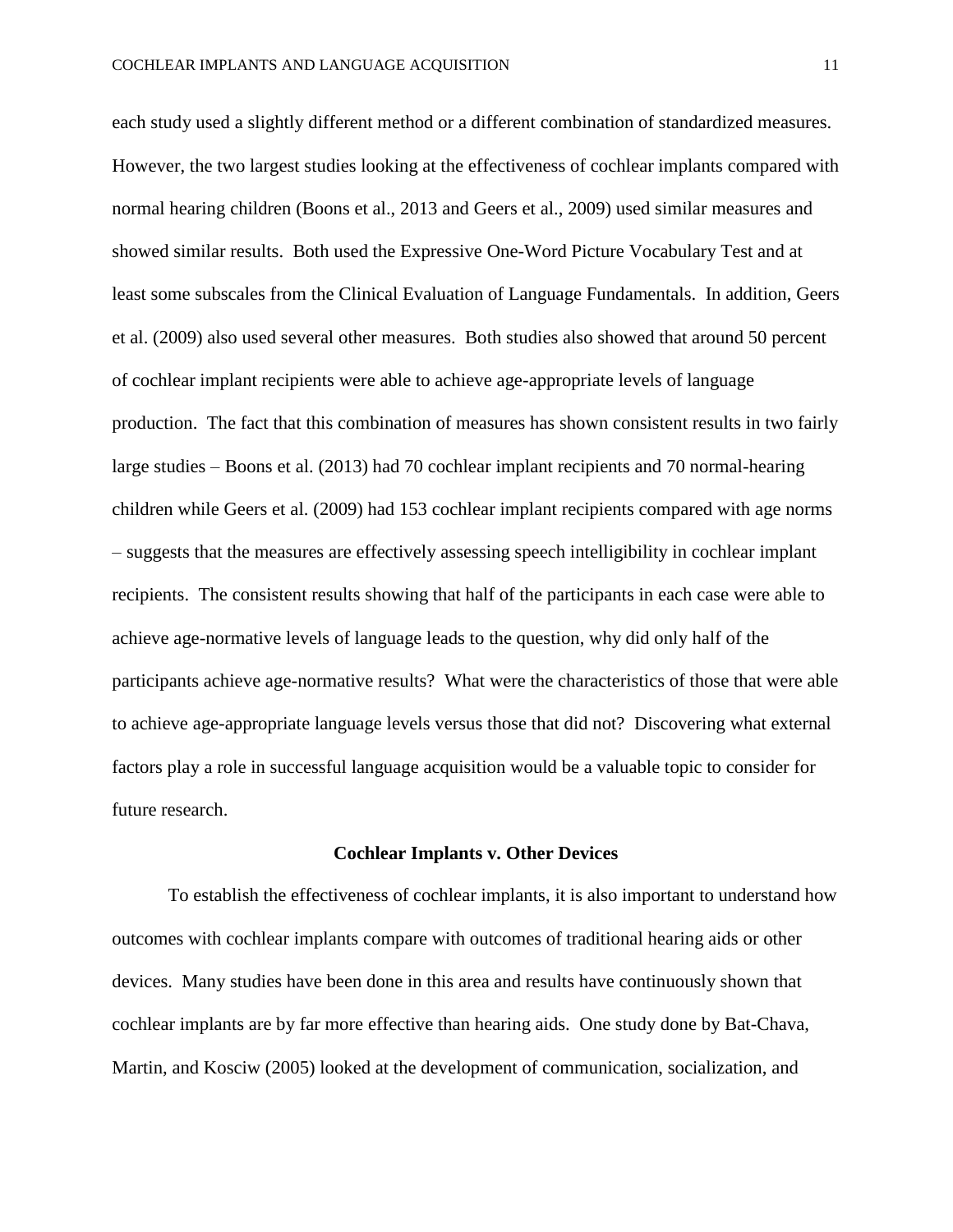each study used a slightly different method or a different combination of standardized measures. However, the two largest studies looking at the effectiveness of cochlear implants compared with normal hearing children (Boons et al., 2013 and Geers et al., 2009) used similar measures and showed similar results. Both used the Expressive One-Word Picture Vocabulary Test and at least some subscales from the Clinical Evaluation of Language Fundamentals. In addition, Geers et al. (2009) also used several other measures. Both studies also showed that around 50 percent of cochlear implant recipients were able to achieve age-appropriate levels of language production. The fact that this combination of measures has shown consistent results in two fairly large studies – Boons et al. (2013) had 70 cochlear implant recipients and 70 normal-hearing children while Geers et al. (2009) had 153 cochlear implant recipients compared with age norms – suggests that the measures are effectively assessing speech intelligibility in cochlear implant recipients. The consistent results showing that half of the participants in each case were able to achieve age-normative levels of language leads to the question, why did only half of the participants achieve age-normative results? What were the characteristics of those that were able to achieve age-appropriate language levels versus those that did not? Discovering what external factors play a role in successful language acquisition would be a valuable topic to consider for future research.

## Cochlear Implants v. Other Devices

To establish the effectiveness of cochlear implants, it is also important to understand how outcomes with cochlear implants compare with outcomes of traditional hearing aids or other devices. Many studies have been done in this area and results have continuously shown that cochlear implants are by far more effective than hearing aids. One study done by Bat-Chava, Martin, and Kosciw (2005) looked at the development of communication, socialization, and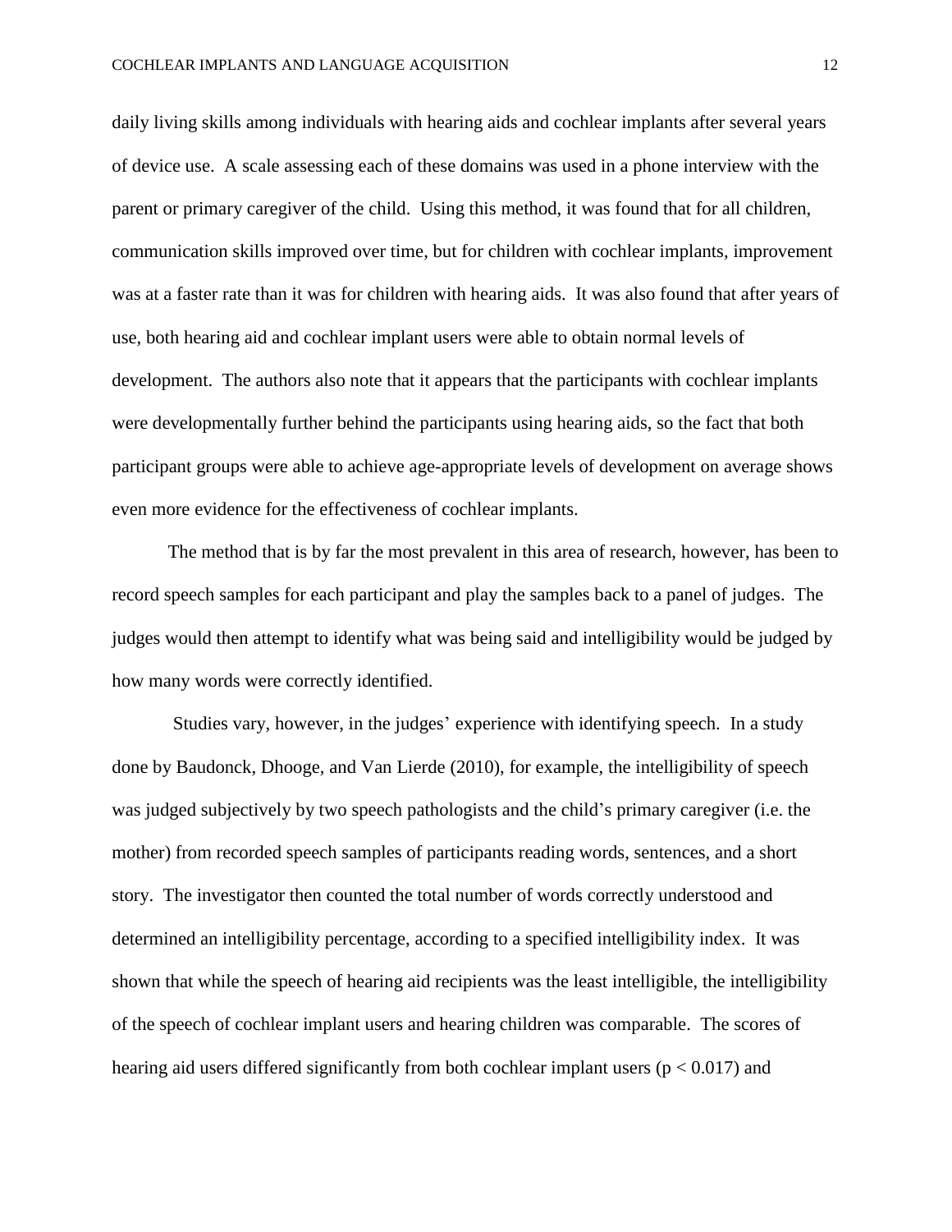daily living skills among individuals with hearing aids and cochlear implants after several years of device use. A scale assessing each of these domains was used in a phone interview with the parent or primary caregiver of the child. Using this method, it was found that for all children, communication skills improved over time, but for children with cochlear implants, improvement was at a faster rate than it was for children with hearing aids. It was also found that after years of use, both hearing aid and cochlear implant users were able to obtain normal levels of development. The authors also note that it appears that the participants with cochlear implants were developmentally further behind the participants using hearing aids, so the fact that both participant groups were able to achieve age-appropriate levels of development on average shows even more evidence for the effectiveness of cochlear implants.

The method that is by far the most prevalent in this area of research, however, has been to record speech samples for each participant and play the samples back to a panel of judges. The judges would then attempt to identify what was being said and intelligibility would be judged by how many words were correctly identified.

Studies vary, however, in the judges' experience with identifying speech. In a study done by Baudonck, Dhooge, and Van Lierde (2010), for example, the intelligibility of speech was judged subjectively by two speech pathologists and the child's primary caregiver (i.e. the mother) from recorded speech samples of participants reading words, sentences, and a short story. The investigator then counted the total number of words correctly understood and determined an intelligibility percentage, according to a specified intelligibility index. It was shown that while the speech of hearing aid recipients was the least intelligible, the intelligibility of the speech of cochlear implant users and hearing children was comparable. The scores of hearing aid users differed significantly from both cochlear implant users ($p < 0.017$) and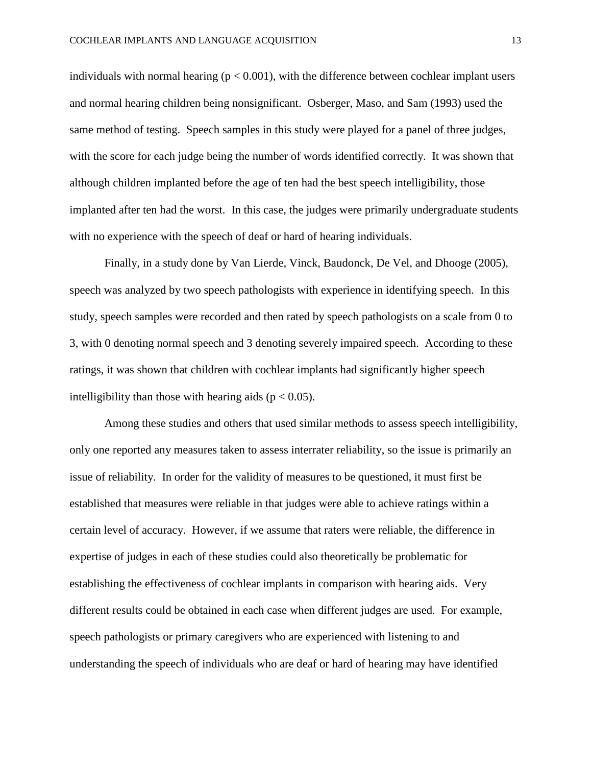individuals with normal hearing ($p < 0.001$), with the difference between cochlear implant users and normal hearing children being nonsignificant. Osberger, Maso, and Sam (1993) used the same method of testing. Speech samples in this study were played for a panel of three judges, with the score for each judge being the number of words identified correctly. It was shown that although children implanted before the age of ten had the best speech intelligibility, those implanted after ten had the worst. In this case, the judges were primarily undergraduate students with no experience with the speech of deaf or hard of hearing individuals.

Finally, in a study done by Van Lierde, Vinck, Baudonck, De Vel, and Dhooge (2005), speech was analyzed by two speech pathologists with experience in identifying speech. In this study, speech samples were recorded and then rated by speech pathologists on a scale from 0 to 3, with 0 denoting normal speech and 3 denoting severely impaired speech. According to these ratings, it was shown that children with cochlear implants had significantly higher speech intelligibility than those with hearing aids ($p < 0.05$).

Among these studies and others that used similar methods to assess speech intelligibility, only one reported any measures taken to assess interrater reliability, so the issue is primarily an issue of reliability. In order for the validity of measures to be questioned, it must first be established that measures were reliable in that judges were able to achieve ratings within a certain level of accuracy. However, if we assume that raters were reliable, the difference in expertise of judges in each of these studies could also theoretically be problematic for establishing the effectiveness of cochlear implants in comparison with hearing aids. Very different results could be obtained in each case when different judges are used. For example, speech pathologists or primary caregivers who are experienced with listening to and understanding the speech of individuals who are deaf or hard of hearing may have identified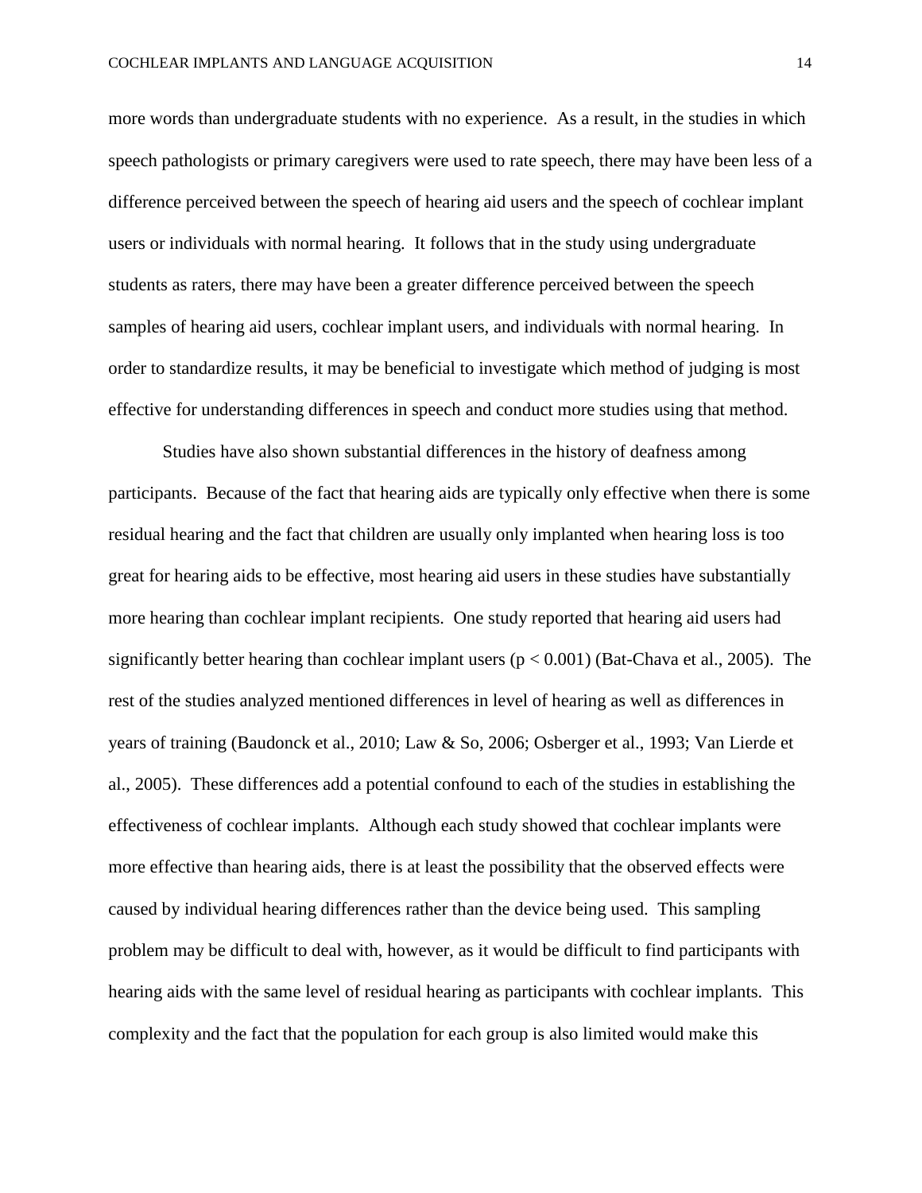more words than undergraduate students with no experience. As a result, in the studies in which speech pathologists or primary caregivers were used to rate speech, there may have been less of a difference perceived between the speech of hearing aid users and the speech of cochlear implant users or individuals with normal hearing. It follows that in the study using undergraduate students as raters, there may have been a greater difference perceived between the speech samples of hearing aid users, cochlear implant users, and individuals with normal hearing. In order to standardize results, it may be beneficial to investigate which method of judging is most effective for understanding differences in speech and conduct more studies using that method.

Studies have also shown substantial differences in the history of deafness among participants. Because of the fact that hearing aids are typically only effective when there is some residual hearing and the fact that children are usually only implanted when hearing loss is too great for hearing aids to be effective, most hearing aid users in these studies have substantially more hearing than cochlear implant recipients. One study reported that hearing aid users had significantly better hearing than cochlear implant users ($p < 0.001$) (Bat-Chava et al., 2005). The rest of the studies analyzed mentioned differences in level of hearing as well as differences in years of training (Baudonck et al., 2010; Law & So, 2006; Osberger et al., 1993; Van Lierde et al., 2005). These differences add a potential confound to each of the studies in establishing the effectiveness of cochlear implants. Although each study showed that cochlear implants were more effective than hearing aids, there is at least the possibility that the observed effects were caused by individual hearing differences rather than the device being used. This sampling problem may be difficult to deal with, however, as it would be difficult to find participants with hearing aids with the same level of residual hearing as participants with cochlear implants. This complexity and the fact that the population for each group is also limited would make this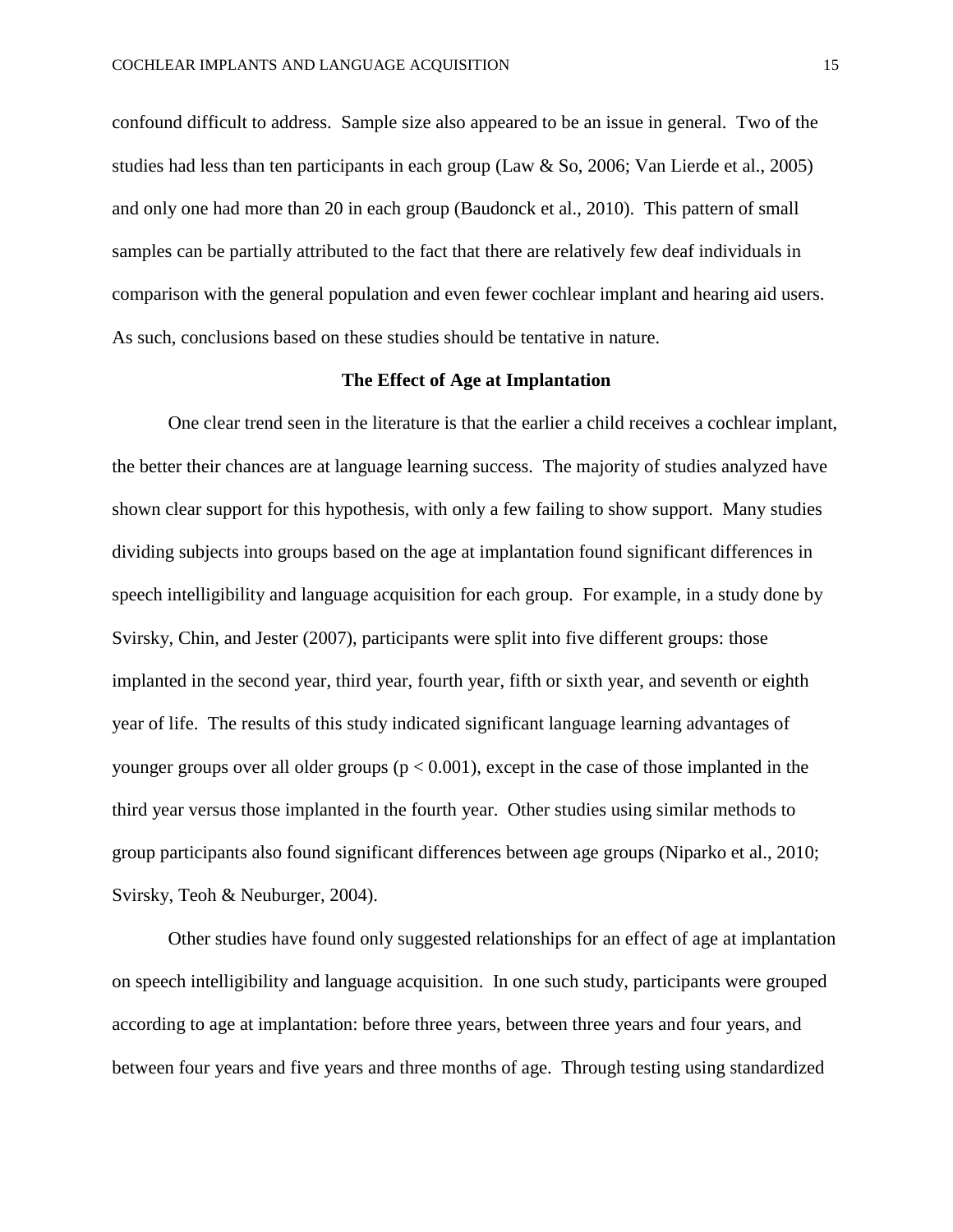confound difficult to address. Sample size also appeared to be an issue in general. Two of the studies had less than ten participants in each group (Law & So, 2006; Van Lierde et al., 2005) and only one had more than 20 in each group (Baudonck et al., 2010). This pattern of small samples can be partially attributed to the fact that there are relatively few deaf individuals in comparison with the general population and even fewer cochlear implant and hearing aid users. As such, conclusions based on these studies should be tentative in nature.

## The Effect of Age at Implantation

One clear trend seen in the literature is that the earlier a child receives a cochlear implant, the better their chances are at language learning success. The majority of studies analyzed have shown clear support for this hypothesis, with only a few failing to show support. Many studies dividing subjects into groups based on the age at implantation found significant differences in speech intelligibility and language acquisition for each group. For example, in a study done by Svirsky, Chin, and Jester (2007), participants were split into five different groups: those implanted in the second year, third year, fourth year, fifth or sixth year, and seventh or eighth year of life. The results of this study indicated significant language learning advantages of younger groups over all older groups ($p < 0.001$), except in the case of those implanted in the third year versus those implanted in the fourth year. Other studies using similar methods to group participants also found significant differences between age groups (Niparko et al., 2010; Svirsky, Teoh & Neuburger, 2004).

Other studies have found only suggested relationships for an effect of age at implantation on speech intelligibility and language acquisition. In one such study, participants were grouped according to age at implantation: before three years, between three years and four years, and between four years and five years and three months of age. Through testing using standardized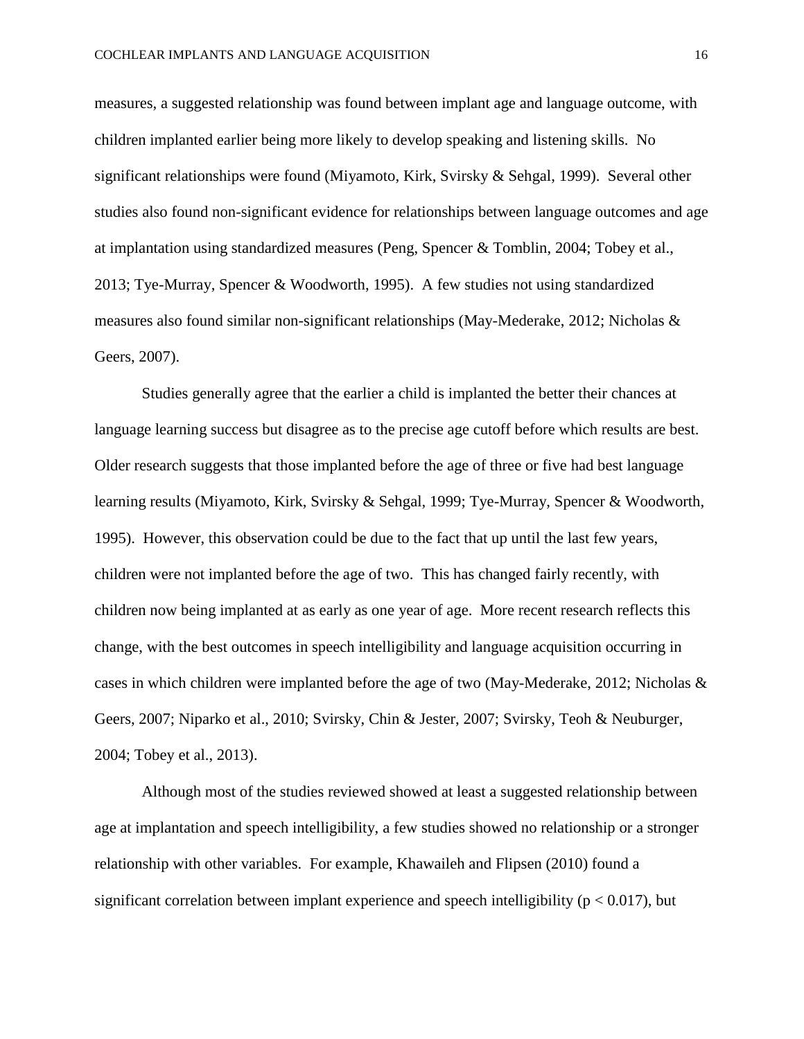measures, a suggested relationship was found between implant age and language outcome, with children implanted earlier being more likely to develop speaking and listening skills. No significant relationships were found (Miyamoto, Kirk, Svirsky & Sehgal, 1999). Several other studies also found non-significant evidence for relationships between language outcomes and age at implantation using standardized measures (Peng, Spencer & Tomblin, 2004; Tobey et al., 2013; Tye-Murray, Spencer & Woodworth, 1995). A few studies not using standardized measures also found similar non-significant relationships (May-Mederake, 2012; Nicholas & Geers, 2007).

Studies generally agree that the earlier a child is implanted the better their chances at language learning success but disagree as to the precise age cutoff before which results are best. Older research suggests that those implanted before the age of three or five had best language learning results (Miyamoto, Kirk, Svirsky & Sehgal, 1999; Tye-Murray, Spencer & Woodworth, 1995). However, this observation could be due to the fact that up until the last few years, children were not implanted before the age of two. This has changed fairly recently, with children now being implanted at as early as one year of age. More recent research reflects this change, with the best outcomes in speech intelligibility and language acquisition occurring in cases in which children were implanted before the age of two (May-Mederake, 2012; Nicholas & Geers, 2007; Niparko et al., 2010; Svirsky, Chin & Jester, 2007; Svirsky, Teoh & Neuburger, 2004; Tobey et al., 2013).

Although most of the studies reviewed showed at least a suggested relationship between age at implantation and speech intelligibility, a few studies showed no relationship or a stronger relationship with other variables. For example, Khawaileh and Flipsen (2010) found a significant correlation between implant experience and speech intelligibility ($p < 0.017$), but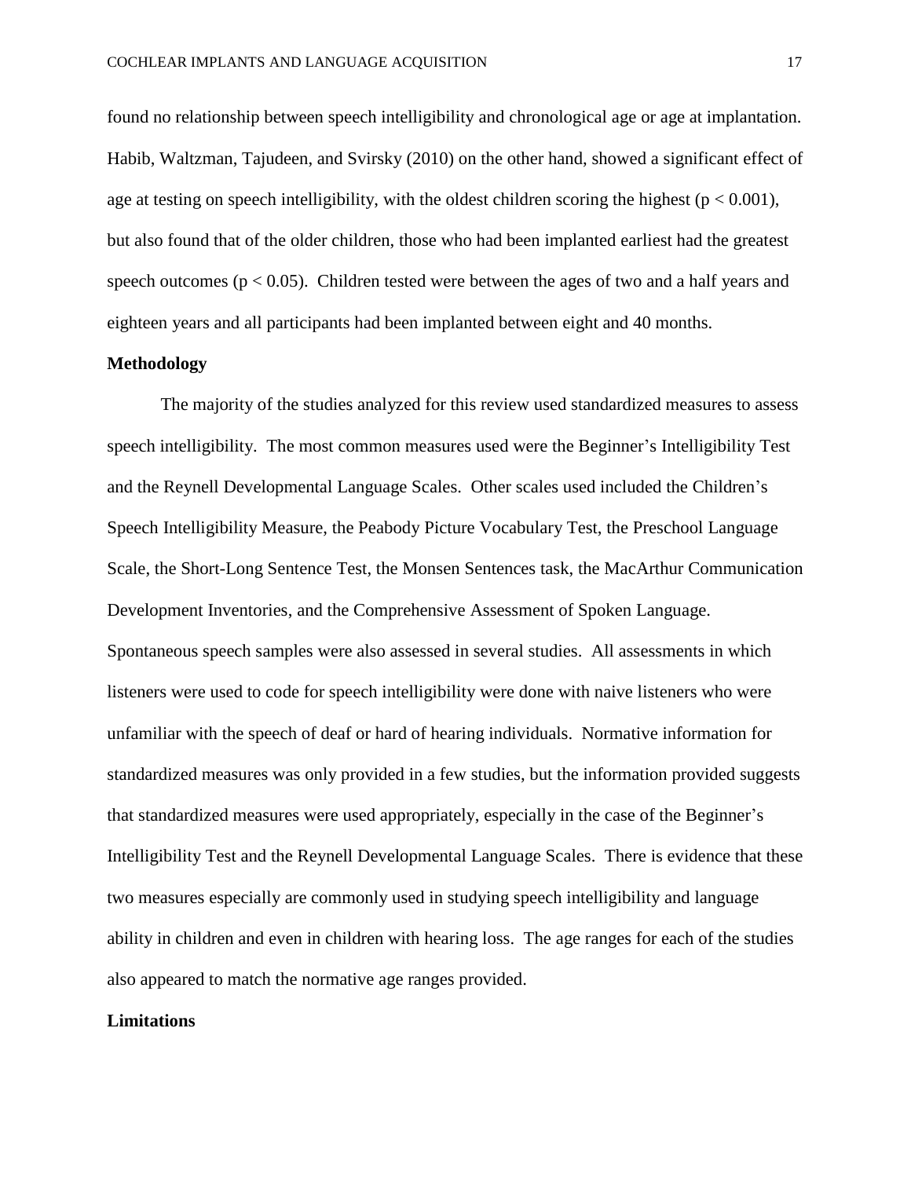found no relationship between speech intelligibility and chronological age or age at implantation. Habib, Waltzman, Tajudeen, and Svirsky (2010) on the other hand, showed a significant effect of age at testing on speech intelligibility, with the oldest children scoring the highest ($p < 0.001$), but also found that of the older children, those who had been implanted earliest had the greatest speech outcomes ($p < 0.05$). Children tested were between the ages of two and a half years and eighteen years and all participants had been implanted between eight and 40 months.

**Methodology**

The majority of the studies analyzed for this review used standardized measures to assess speech intelligibility. The most common measures used were the Beginner's Intelligibility Test and the Reynell Developmental Language Scales. Other scales used included the Children's Speech Intelligibility Measure, the Peabody Picture Vocabulary Test, the Preschool Language Scale, the Short-Long Sentence Test, the Monsen Sentences task, the MacArthur Communication Development Inventories, and the Comprehensive Assessment of Spoken Language. Spontaneous speech samples were also assessed in several studies. All assessments in which listeners were used to code for speech intelligibility were done with naive listeners who were unfamiliar with the speech of deaf or hard of hearing individuals. Normative information for standardized measures was only provided in a few studies, but the information provided suggests that standardized measures were used appropriately, especially in the case of the Beginner's Intelligibility Test and the Reynell Developmental Language Scales. There is evidence that these two measures especially are commonly used in studying speech intelligibility and language ability in children and even in children with hearing loss. The age ranges for each of the studies also appeared to match the normative age ranges provided.

**Limitations**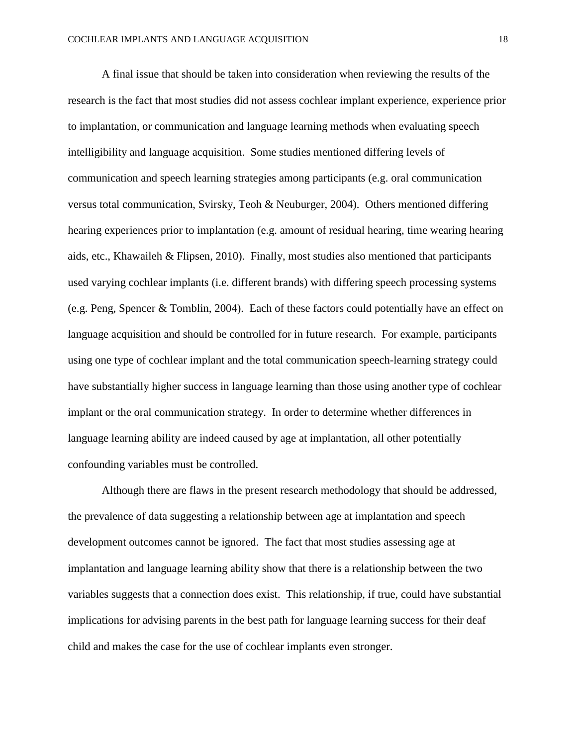A final issue that should be taken into consideration when reviewing the results of the research is the fact that most studies did not assess cochlear implant experience, experience prior to implantation, or communication and language learning methods when evaluating speech intelligibility and language acquisition. Some studies mentioned differing levels of communication and speech learning strategies among participants (e.g. oral communication versus total communication, Svirsky, Teoh & Neuburger, 2004). Others mentioned differing hearing experiences prior to implantation (e.g. amount of residual hearing, time wearing hearing aids, etc., Khawaileh & Flipsen, 2010). Finally, most studies also mentioned that participants used varying cochlear implants (i.e. different brands) with differing speech processing systems (e.g. Peng, Spencer & Tomblin, 2004). Each of these factors could potentially have an effect on language acquisition and should be controlled for in future research. For example, participants using one type of cochlear implant and the total communication speech-learning strategy could have substantially higher success in language learning than those using another type of cochlear implant or the oral communication strategy. In order to determine whether differences in language learning ability are indeed caused by age at implantation, all other potentially confounding variables must be controlled.

Although there are flaws in the present research methodology that should be addressed, the prevalence of data suggesting a relationship between age at implantation and speech development outcomes cannot be ignored. The fact that most studies assessing age at implantation and language learning ability show that there is a relationship between the two variables suggests that a connection does exist. This relationship, if true, could have substantial implications for advising parents in the best path for language learning success for their deaf child and makes the case for the use of cochlear implants even stronger.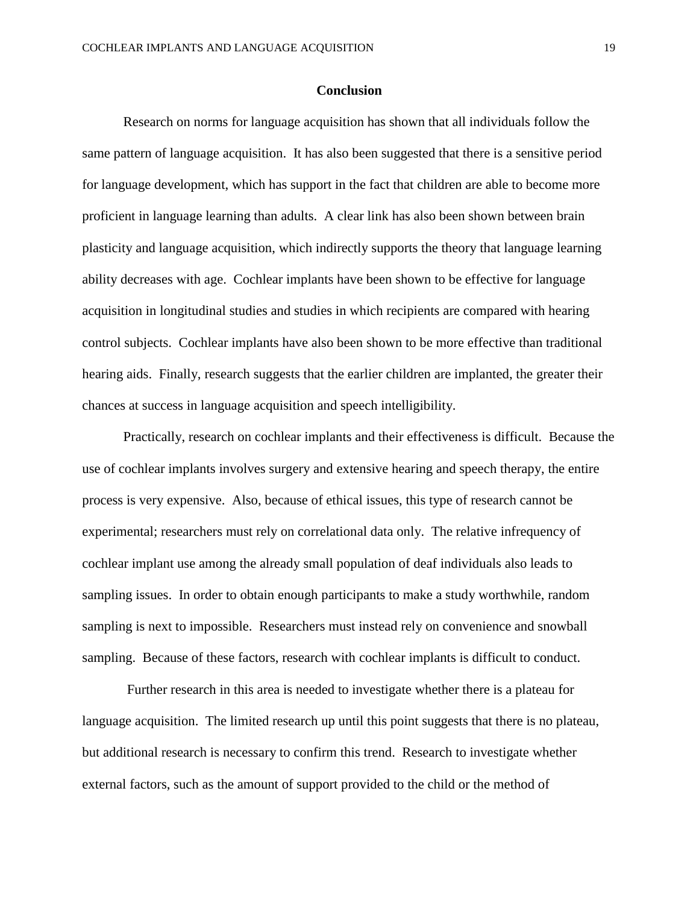## Conclusion

Research on norms for language acquisition has shown that all individuals follow the same pattern of language acquisition. It has also been suggested that there is a sensitive period for language development, which has support in the fact that children are able to become more proficient in language learning than adults. A clear link has also been shown between brain plasticity and language acquisition, which indirectly supports the theory that language learning ability decreases with age. Cochlear implants have been shown to be effective for language acquisition in longitudinal studies and studies in which recipients are compared with hearing control subjects. Cochlear implants have also been shown to be more effective than traditional hearing aids. Finally, research suggests that the earlier children are implanted, the greater their chances at success in language acquisition and speech intelligibility.

Practically, research on cochlear implants and their effectiveness is difficult. Because the use of cochlear implants involves surgery and extensive hearing and speech therapy, the entire process is very expensive. Also, because of ethical issues, this type of research cannot be experimental; researchers must rely on correlational data only. The relative infrequency of cochlear implant use among the already small population of deaf individuals also leads to sampling issues. In order to obtain enough participants to make a study worthwhile, random sampling is next to impossible. Researchers must instead rely on convenience and snowball sampling. Because of these factors, research with cochlear implants is difficult to conduct.

Further research in this area is needed to investigate whether there is a plateau for language acquisition. The limited research up until this point suggests that there is no plateau, but additional research is necessary to confirm this trend. Research to investigate whether external factors, such as the amount of support provided to the child or the method of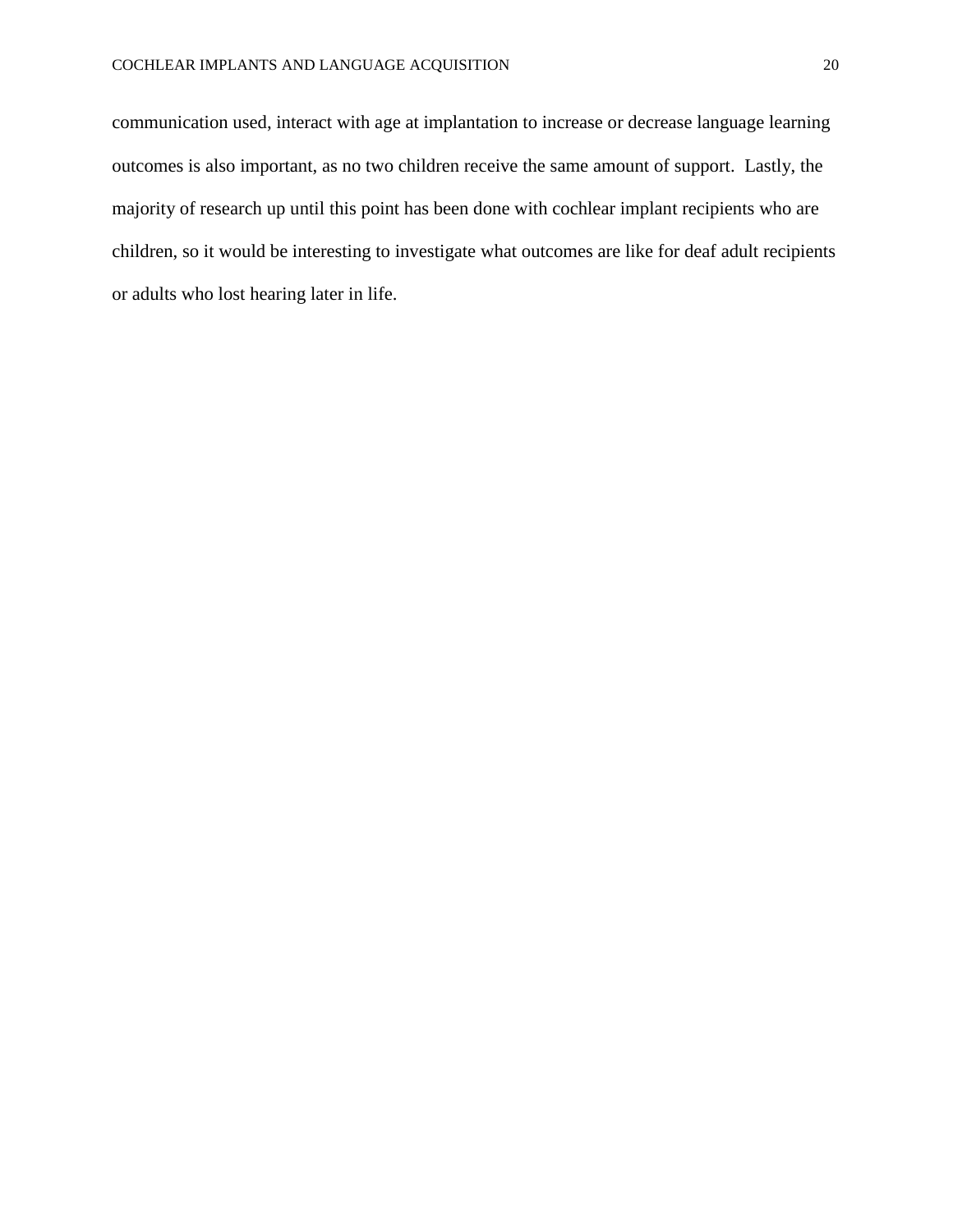communication used, interact with age at implantation to increase or decrease language learning outcomes is also important, as no two children receive the same amount of support. Lastly, the majority of research up until this point has been done with cochlear implant recipients who are children, so it would be interesting to investigate what outcomes are like for deaf adult recipients or adults who lost hearing later in life.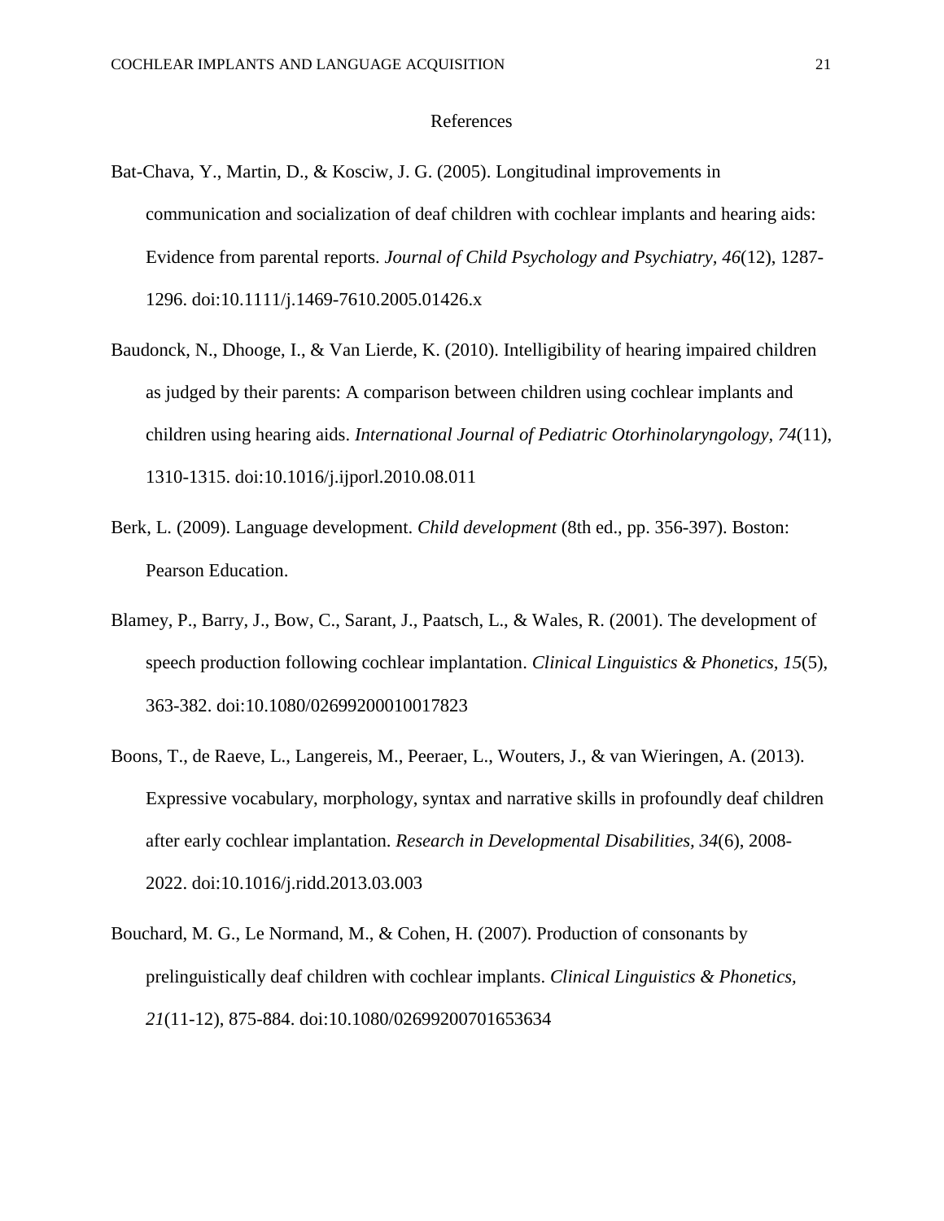# References

Bat-Chava, Y., Martin, D., & Kosciw, J. G. (2005). Longitudinal improvements in communication and socialization of deaf children with cochlear implants and hearing aids: Evidence from parental reports. *Journal of Child Psychology and Psychiatry*, *46*(12), 1287-1296. doi:10.1111/j.1469-7610.2005.01426.x

Baudonck, N., Dhooge, I., & Van Lierde, K. (2010). Intelligibility of hearing impaired children as judged by their parents: A comparison between children using cochlear implants and children using hearing aids. *International Journal of Pediatric Otorhinolaryngology*, *74*(11), 1310-1315. doi:10.1016/j.ijporl.2010.08.011

Berk, L. (2009). Language development. *Child development* (8th ed., pp. 356-397). Boston: Pearson Education.

Blamey, P., Barry, J., Bow, C., Sarant, J., Paatsch, L., & Wales, R. (2001). The development of speech production following cochlear implantation. *Clinical Linguistics & Phonetics, 15*(5), 363-382. doi:10.1080/02699200010017823

Boons, T., de Raeve, L., Langereis, M., Peeraer, L., Wouters, J., & van Wieringen, A. (2013). Expressive vocabulary, morphology, syntax and narrative skills in profoundly deaf children after early cochlear implantation. *Research in Developmental Disabilities, 34*(6), 2008-2022. doi:10.1016/j.ridd.2013.03.003

Bouchard, M. G., Le Normand, M., & Cohen, H. (2007). Production of consonants by prelinguistically deaf children with cochlear implants. *Clinical Linguistics & Phonetics, 21*(11-12), 875-884. doi:10.1080/02699200701653634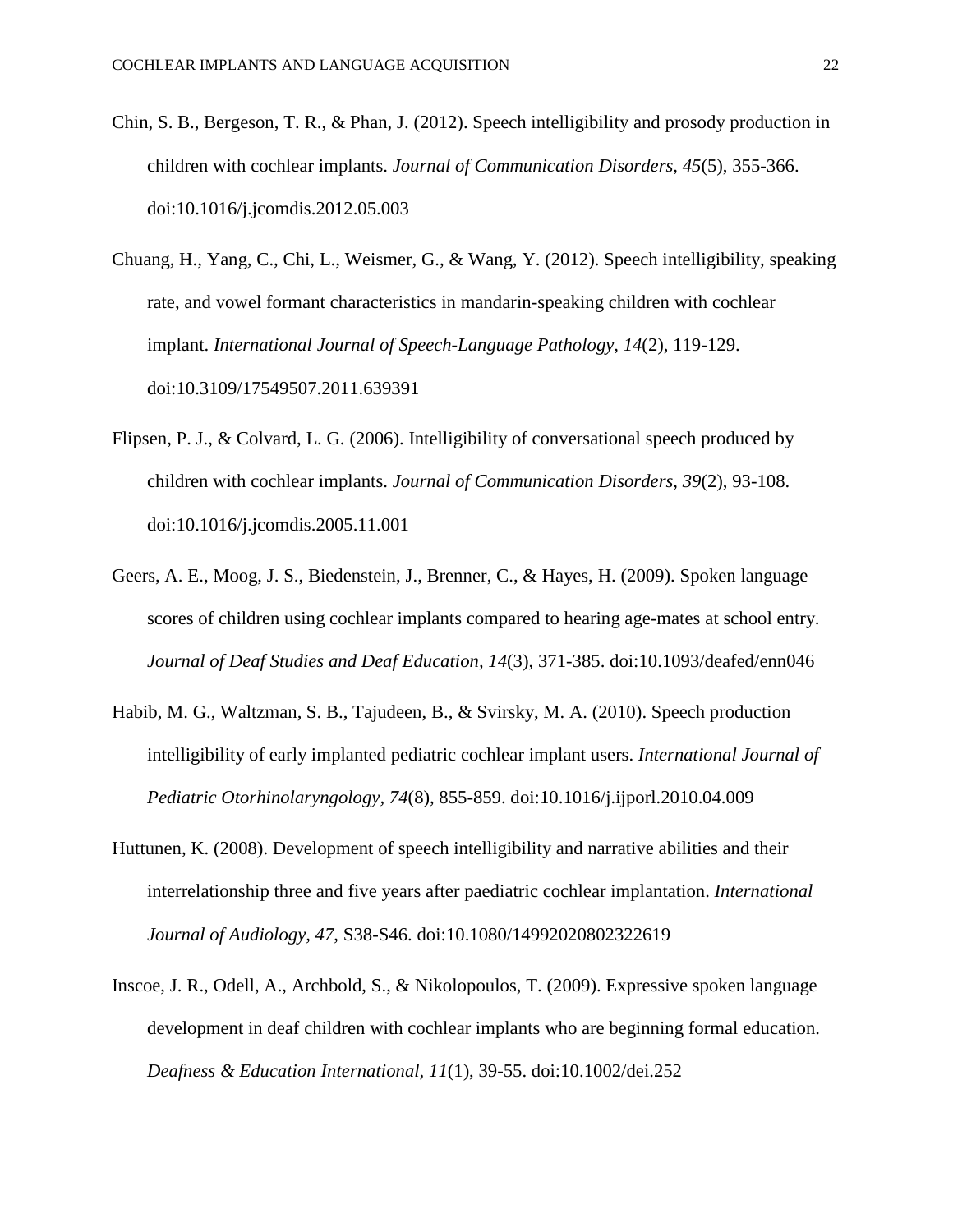Chin, S. B., Bergeson, T. R., & Phan, J. (2012). Speech intelligibility and prosody production in children with cochlear implants. *Journal of Communication Disorders, 45*(5), 355-366. doi:10.1016/j.jcomdis.2012.05.003

Chuang, H., Yang, C., Chi, L., Weismer, G., & Wang, Y. (2012). Speech intelligibility, speaking rate, and vowel formant characteristics in mandarin-speaking children with cochlear implant. *International Journal of Speech-Language Pathology, 14*(2), 119-129. doi:10.3109/17549507.2011.639391

Flipsen, P. J., & Colvard, L. G. (2006). Intelligibility of conversational speech produced by children with cochlear implants. *Journal of Communication Disorders, 39*(2), 93-108. doi:10.1016/j.jcomdis.2005.11.001

Geers, A. E., Moog, J. S., Biedenstein, J., Brenner, C., & Hayes, H. (2009). Spoken language scores of children using cochlear implants compared to hearing age-mates at school entry. *Journal of Deaf Studies and Deaf Education, 14*(3), 371-385. doi:10.1093/deafed/enn046

Habib, M. G., Waltzman, S. B., Tajudeen, B., & Svirsky, M. A. (2010). Speech production intelligibility of early implanted pediatric cochlear implant users. *International Journal of Pediatric Otorhinolaryngology, 74*(8), 855-859. doi:10.1016/j.ijporl.2010.04.009

Huttunen, K. (2008). Development of speech intelligibility and narrative abilities and their interrelationship three and five years after paediatric cochlear implantation. *International Journal of Audiology, 47*, S38-S46. doi:10.1080/14992020802322619

Inscoe, J. R., Odell, A., Archbold, S., & Nikolopoulos, T. (2009). Expressive spoken language development in deaf children with cochlear implants who are beginning formal education. *Deafness & Education International, 11*(1), 39-55. doi:10.1002/dei.252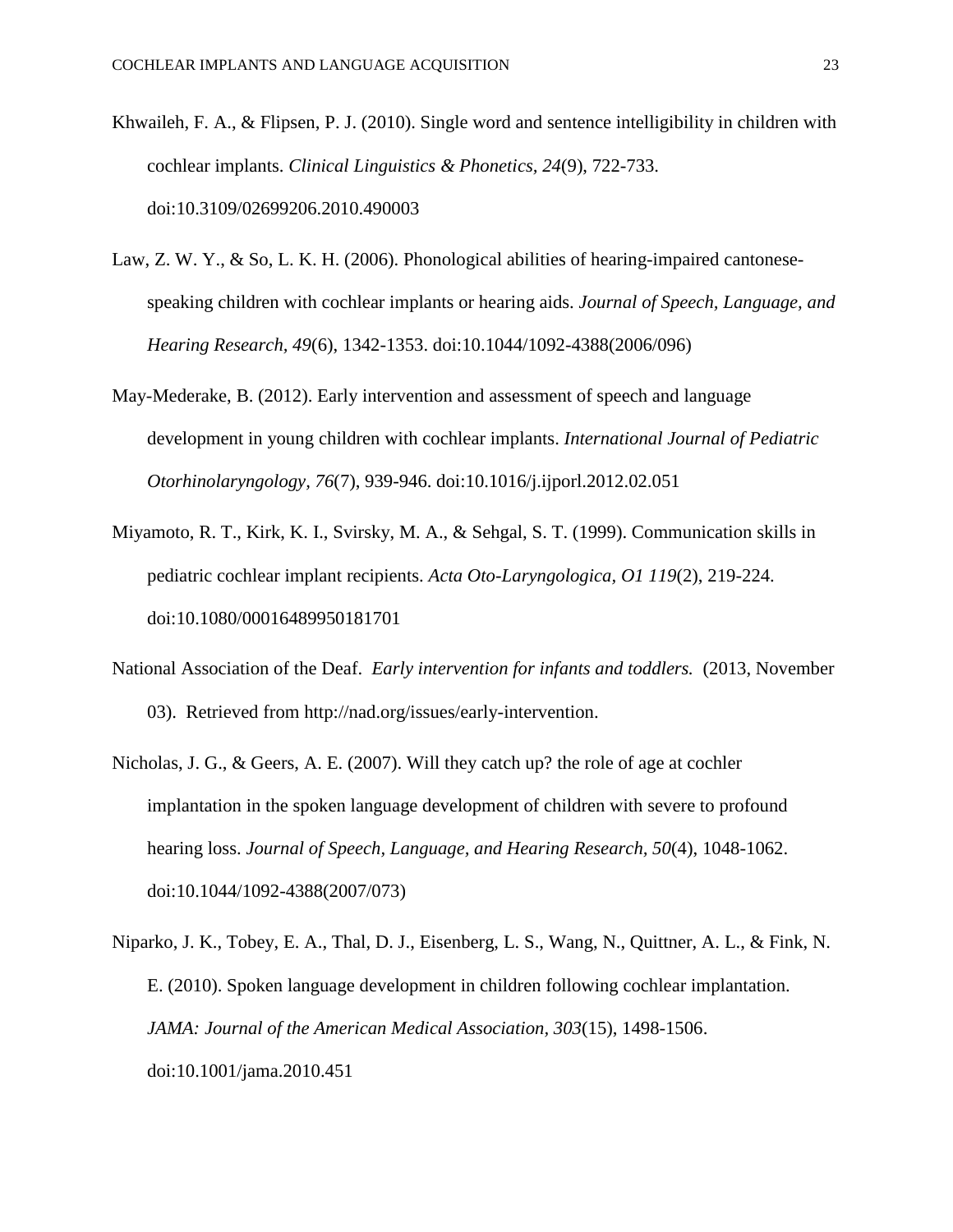Khwaileh, F. A., & Flipsen, P. J. (2010). Single word and sentence intelligibility in children with cochlear implants. *Clinical Linguistics & Phonetics, 24*(9), 722-733. doi:10.3109/02699206.2010.490003

Law, Z. W. Y., & So, L. K. H. (2006). Phonological abilities of hearing-impaired cantonese-speaking children with cochlear implants or hearing aids. *Journal of Speech, Language, and Hearing Research, 49*(6), 1342-1353. doi:10.1044/1092-4388(2006/096)

May-Mederake, B. (2012). Early intervention and assessment of speech and language development in young children with cochlear implants. *International Journal of Pediatric Otorhinolaryngology, 76*(7), 939-946. doi:10.1016/j.ijporl.2012.02.051

Miyamoto, R. T., Kirk, K. I., Svirsky, M. A., & Sehgal, S. T. (1999). Communication skills in pediatric cochlear implant recipients. *Acta Oto-Laryngologica, O1 119*(2), 219-224. doi:10.1080/00016489950181701

National Association of the Deaf. *Early intervention for infants and toddlers.* (2013, November 03). Retrieved from http://nad.org/issues/early-intervention.

Nicholas, J. G., & Geers, A. E. (2007). Will they catch up? the role of age at cochler implantation in the spoken language development of children with severe to profound hearing loss. *Journal of Speech, Language, and Hearing Research, 50*(4), 1048-1062. doi:10.1044/1092-4388(2007/073)

Niparko, J. K., Tobey, E. A., Thal, D. J., Eisenberg, L. S., Wang, N., Quittner, A. L., & Fink, N. E. (2010). Spoken language development in children following cochlear implantation. *JAMA: Journal of the American Medical Association, 303*(15), 1498-1506. doi:10.1001/jama.2010.451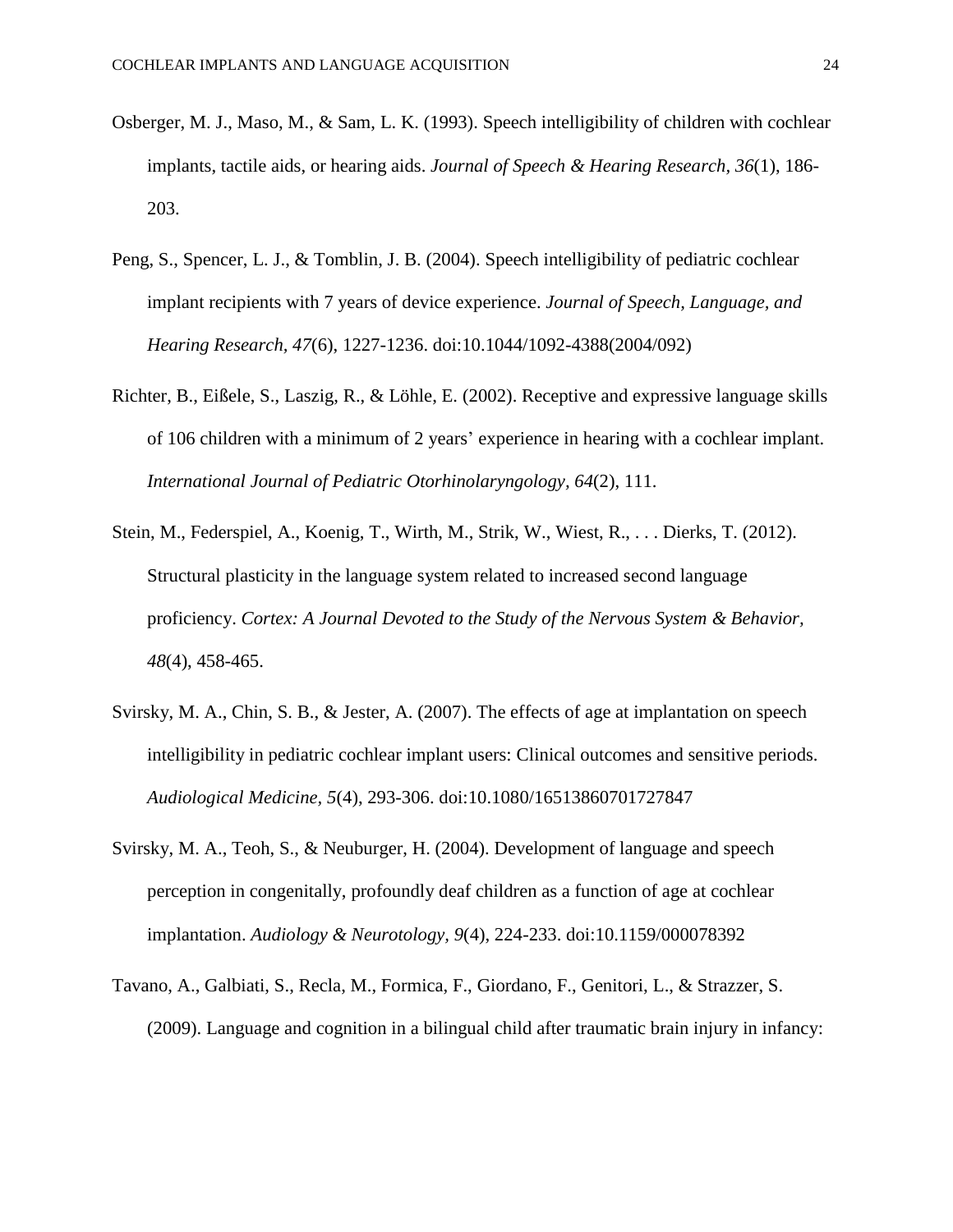Osberger, M. J., Maso, M., & Sam, L. K. (1993). Speech intelligibility of children with cochlear implants, tactile aids, or hearing aids. *Journal of Speech & Hearing Research, 36*(1), 186-203.

Peng, S., Spencer, L. J., & Tomblin, J. B. (2004). Speech intelligibility of pediatric cochlear implant recipients with 7 years of device experience. *Journal of Speech, Language, and Hearing Research, 47*(6), 1227-1236. doi:10.1044/1092-4388(2004/092)

Richter, B., Eißele, S., Laszig, R., & Löhle, E. (2002). Receptive and expressive language skills of 106 children with a minimum of 2 years' experience in hearing with a cochlear implant. *International Journal of Pediatric Otorhinolaryngology, 64*(2), 111.

Stein, M., Federspiel, A., Koenig, T., Wirth, M., Strik, W., Wiest, R., . . . Dierks, T. (2012). Structural plasticity in the language system related to increased second language proficiency. *Cortex: A Journal Devoted to the Study of the Nervous System & Behavior, 48*(4), 458-465.

Svirsky, M. A., Chin, S. B., & Jester, A. (2007). The effects of age at implantation on speech intelligibility in pediatric cochlear implant users: Clinical outcomes and sensitive periods. *Audiological Medicine, 5*(4), 293-306. doi:10.1080/16513860701727847

Svirsky, M. A., Teoh, S., & Neuburger, H. (2004). Development of language and speech perception in congenitally, profoundly deaf children as a function of age at cochlear implantation. *Audiology & Neurotology, 9*(4), 224-233. doi:10.1159/000078392

Tavano, A., Galbiati, S., Recla, M., Formica, F., Giordano, F., Genitori, L., & Strazzer, S. (2009). Language and cognition in a bilingual child after traumatic brain injury in infancy: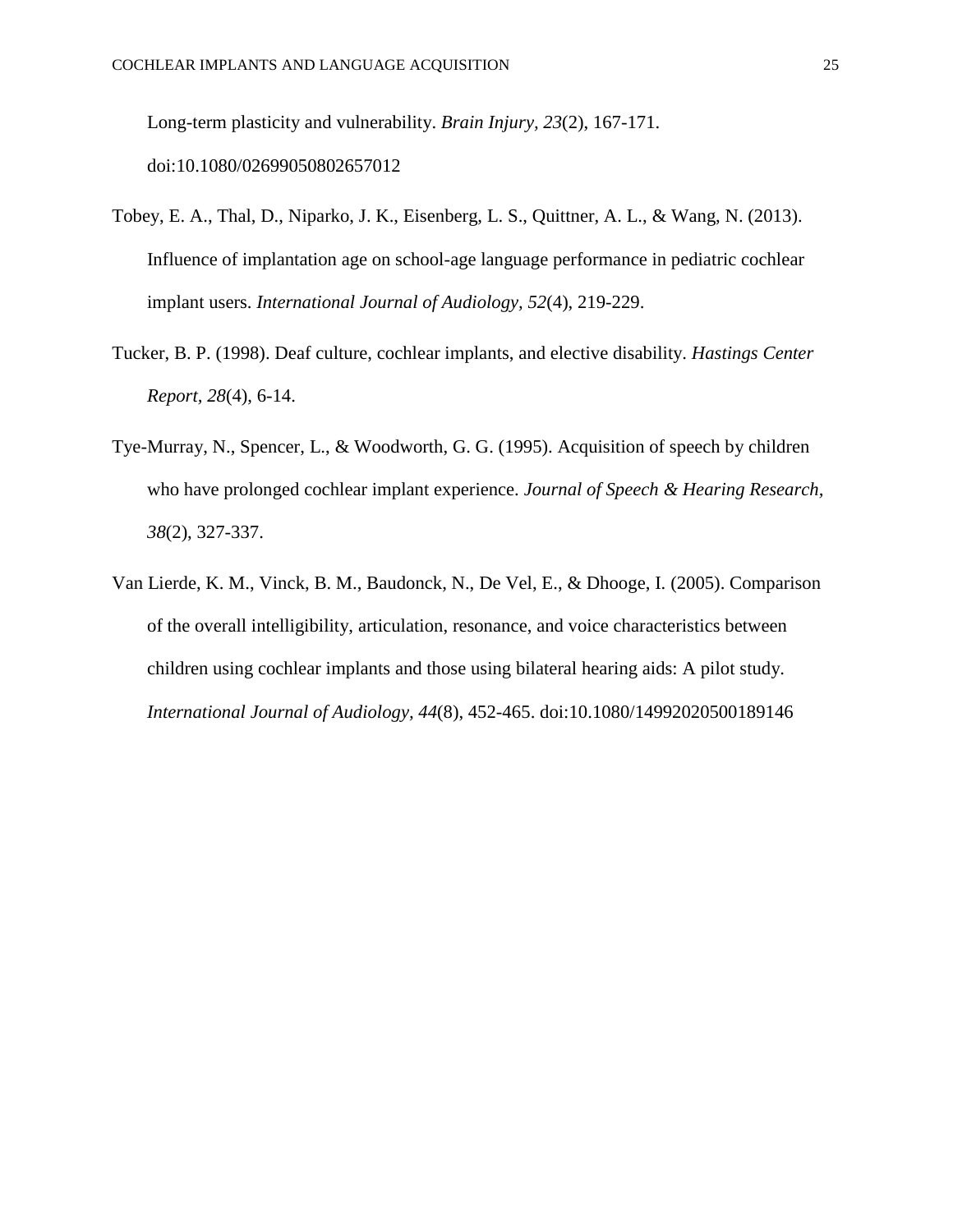Long-term plasticity and vulnerability. *Brain Injury, 23*(2), 167-171. doi:10.1080/02699050802657012

Tobey, E. A., Thal, D., Niparko, J. K., Eisenberg, L. S., Quittner, A. L., & Wang, N. (2013). Influence of implantation age on school-age language performance in pediatric cochlear implant users. *International Journal of Audiology, 52*(4), 219-229.

Tucker, B. P. (1998). Deaf culture, cochlear implants, and elective disability. *Hastings Center Report, 28*(4), 6-14.

Tye-Murray, N., Spencer, L., & Woodworth, G. G. (1995). Acquisition of speech by children who have prolonged cochlear implant experience. *Journal of Speech & Hearing Research, 38*(2), 327-337.

Van Lierde, K. M., Vinck, B. M., Baudonck, N., De Vel, E., & Dhooge, I. (2005). Comparison of the overall intelligibility, articulation, resonance, and voice characteristics between children using cochlear implants and those using bilateral hearing aids: A pilot study. *International Journal of Audiology, 44*(8), 452-465. doi:10.1080/14992020500189146